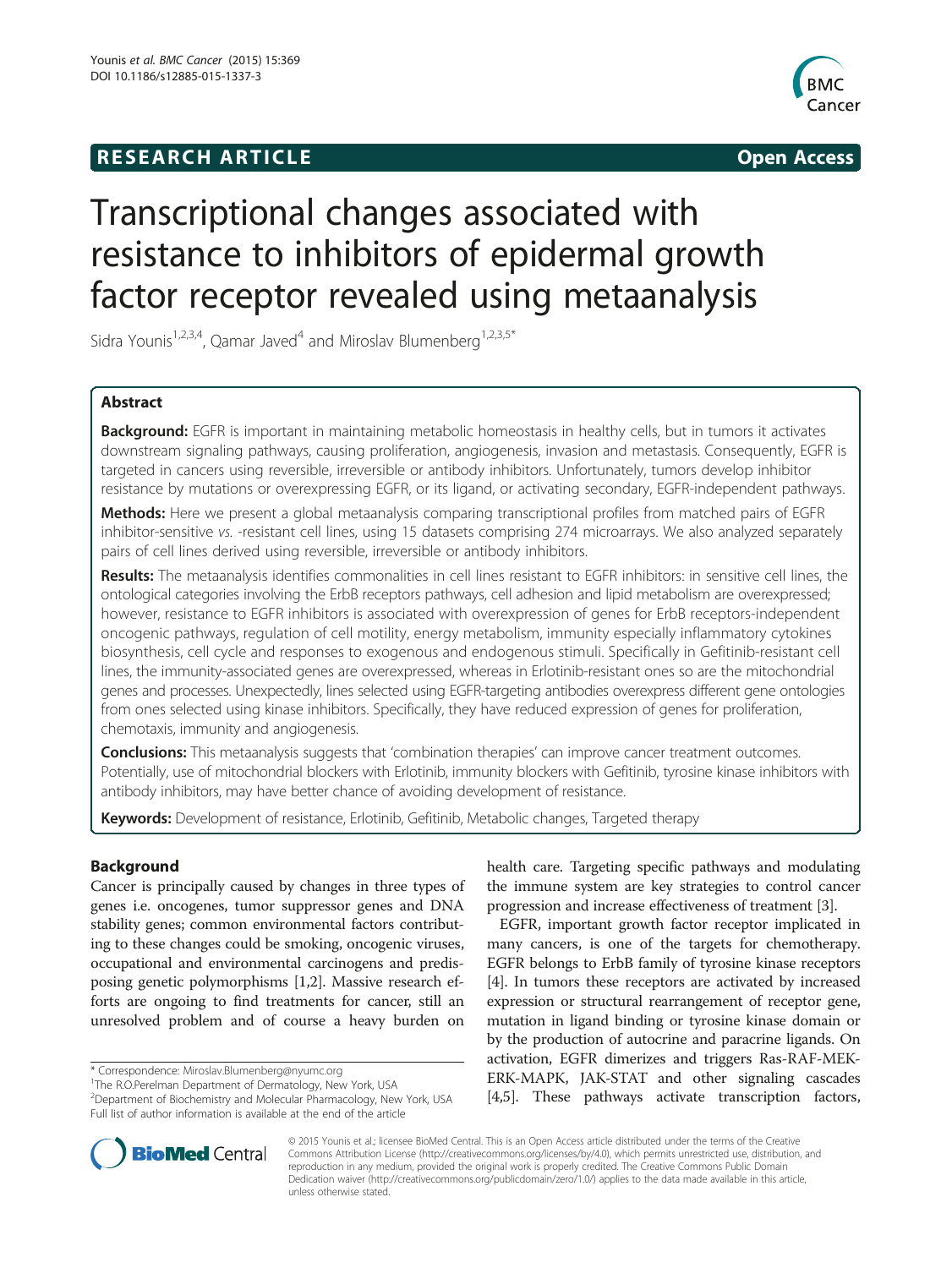**RESEARCH ARTICLE** **Open Access**

# Transcriptional changes associated with resistance to inhibitors of epidermal growth factor receptor revealed using metaanalysis

Sidra Younis[1,2,3,4], Qamar Javed[4] and Miroslav Blumenberg[1,2,3,5*]

## Abstract

**Background:** EGFR is important in maintaining metabolic homeostasis in healthy cells, but in tumors it activates downstream signaling pathways, causing proliferation, angiogenesis, invasion and metastasis. Consequently, EGFR is targeted in cancers using reversible, irreversible or antibody inhibitors. Unfortunately, tumors develop inhibitor resistance by mutations or overexpressing EGFR, or its ligand, or activating secondary, EGFR-independent pathways.

**Methods:** Here we present a global metaanalysis comparing transcriptional profiles from matched pairs of EGFR inhibitor-sensitive *vs.* -resistant cell lines, using 15 datasets comprising 274 microarrays. We also analyzed separately pairs of cell lines derived using reversible, irreversible or antibody inhibitors.

**Results:** The metaanalysis identifies commonalities in cell lines resistant to EGFR inhibitors: in sensitive cell lines, the ontological categories involving the ErbB receptors pathways, cell adhesion and lipid metabolism are overexpressed; however, resistance to EGFR inhibitors is associated with overexpression of genes for ErbB receptors-independent oncogenic pathways, regulation of cell motility, energy metabolism, immunity especially inflammatory cytokines biosynthesis, cell cycle and responses to exogenous and endogenous stimuli. Specifically in Gefitinib-resistant cell lines, the immunity-associated genes are overexpressed, whereas in Erlotinib-resistant ones so are the mitochondrial genes and processes. Unexpectedly, lines selected using EGFR-targeting antibodies overexpress different gene ontologies from ones selected using kinase inhibitors. Specifically, they have reduced expression of genes for proliferation, chemotaxis, immunity and angiogenesis.

**Conclusions:** This metaanalysis suggests that 'combination therapies' can improve cancer treatment outcomes. Potentially, use of mitochondrial blockers with Erlotinib, immunity blockers with Gefitinib, tyrosine kinase inhibitors with antibody inhibitors, may have better chance of avoiding development of resistance.

**Keywords:** Development of resistance, Erlotinib, Gefitinib, Metabolic changes, Targeted therapy

## Background

Cancer is principally caused by changes in three types of genes i.e. oncogenes, tumor suppressor genes and DNA stability genes; common environmental factors contributing to these changes could be smoking, oncogenic viruses, occupational and environmental carcinogens and predisposing genetic polymorphisms [1,2]. Massive research efforts are ongoing to find treatments for cancer, still an unresolved problem and of course a heavy burden on health care. Targeting specific pathways and modulating the immune system are key strategies to control cancer progression and increase effectiveness of treatment [3].

EGFR, important growth factor receptor implicated in many cancers, is one of the targets for chemotherapy. EGFR belongs to ErbB family of tyrosine kinase receptors [4]. In tumors these receptors are activated by increased expression or structural rearrangement of receptor gene, mutation in ligand binding or tyrosine kinase domain or by the production of autocrine and paracrine ligands. On activation, EGFR dimerizes and triggers Ras-RAF-MEK-ERK-MAPK, JAK-STAT and other signaling cascades [4,5]. These pathways activate transcription factors,

\* Correspondence: Miroslav.Blumenberg@nyumc.org
[1]The R.O.Perelman Department of Dermatology, New York, USA
[2]Department of Biochemistry and Molecular Pharmacology, New York, USA
Full list of author information is available at the end of the article

© 2015 Younis et al.; licensee BioMed Central. This is an Open Access article distributed under the terms of the Creative Commons Attribution License (http://creativecommons.org/licenses/by/4.0), which permits unrestricted use, distribution, and reproduction in any medium, provided the original work is properly credited. The Creative Commons Public Domain Dedication waiver (http://creativecommons.org/publicdomain/zero/1.0/) applies to the data made available in this article, unless otherwise stated.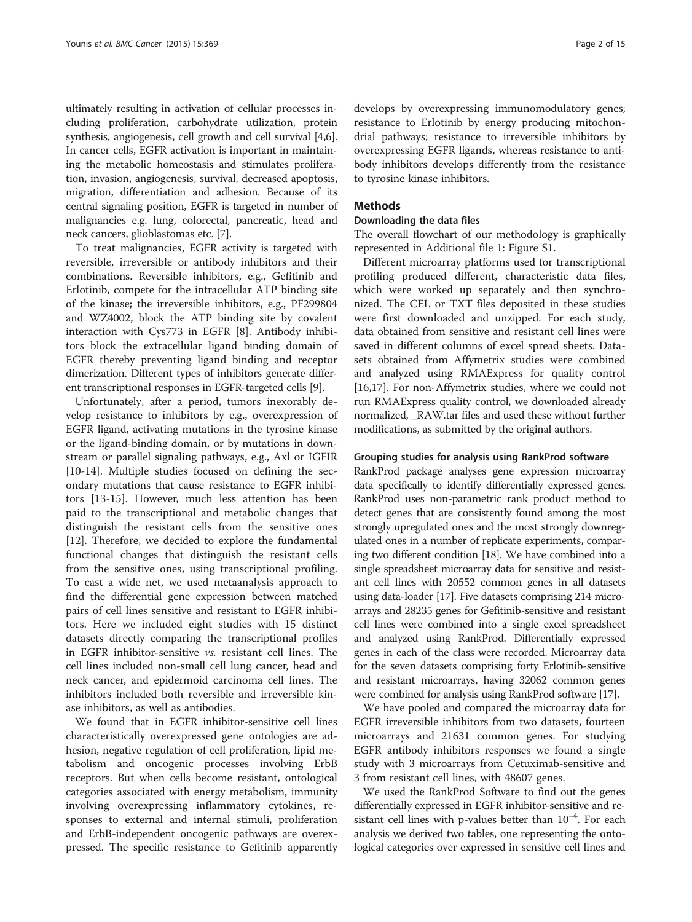ultimately resulting in activation of cellular processes including proliferation, carbohydrate utilization, protein synthesis, angiogenesis, cell growth and cell survival [4,6]. In cancer cells, EGFR activation is important in maintaining the metabolic homeostasis and stimulates proliferation, invasion, angiogenesis, survival, decreased apoptosis, migration, differentiation and adhesion. Because of its central signaling position, EGFR is targeted in number of malignancies e.g. lung, colorectal, pancreatic, head and neck cancers, glioblastomas etc. [7].

To treat malignancies, EGFR activity is targeted with reversible, irreversible or antibody inhibitors and their combinations. Reversible inhibitors, e.g., Gefitinib and Erlotinib, compete for the intracellular ATP binding site of the kinase; the irreversible inhibitors, e.g., PF299804 and WZ4002, block the ATP binding site by covalent interaction with Cys773 in EGFR [8]. Antibody inhibitors block the extracellular ligand binding domain of EGFR thereby preventing ligand binding and receptor dimerization. Different types of inhibitors generate different transcriptional responses in EGFR-targeted cells [9].

Unfortunately, after a period, tumors inexorably develop resistance to inhibitors by e.g., overexpression of EGFR ligand, activating mutations in the tyrosine kinase or the ligand-binding domain, or by mutations in downstream or parallel signaling pathways, e.g., Axl or IGFIR [10-14]. Multiple studies focused on defining the secondary mutations that cause resistance to EGFR inhibitors [13-15]. However, much less attention has been paid to the transcriptional and metabolic changes that distinguish the resistant cells from the sensitive ones [12]. Therefore, we decided to explore the fundamental functional changes that distinguish the resistant cells from the sensitive ones, using transcriptional profiling. To cast a wide net, we used metaanalysis approach to find the differential gene expression between matched pairs of cell lines sensitive and resistant to EGFR inhibitors. Here we included eight studies with 15 distinct datasets directly comparing the transcriptional profiles in EGFR inhibitor-sensitive *vs.* resistant cell lines. The cell lines included non-small cell lung cancer, head and neck cancer, and epidermoid carcinoma cell lines. The inhibitors included both reversible and irreversible kinase inhibitors, as well as antibodies.

We found that in EGFR inhibitor-sensitive cell lines characteristically overexpressed gene ontologies are adhesion, negative regulation of cell proliferation, lipid metabolism and oncogenic processes involving ErbB receptors. But when cells become resistant, ontological categories associated with energy metabolism, immunity involving overexpressing inflammatory cytokines, responses to external and internal stimuli, proliferation and ErbB-independent oncogenic pathways are overexpressed. The specific resistance to Gefitinib apparently develops by overexpressing immunomodulatory genes; resistance to Erlotinib by energy producing mitochondrial pathways; resistance to irreversible inhibitors by overexpressing EGFR ligands, whereas resistance to antibody inhibitors develops differently from the resistance to tyrosine kinase inhibitors.

## Methods

### Downloading the data files

The overall flowchart of our methodology is graphically represented in Additional file 1: Figure S1.

Different microarray platforms used for transcriptional profiling produced different, characteristic data files, which were worked up separately and then synchronized. The CEL or TXT files deposited in these studies were first downloaded and unzipped. For each study, data obtained from sensitive and resistant cell lines were saved in different columns of excel spread sheets. Datasets obtained from Affymetrix studies were combined and analyzed using RMAExpress for quality control [16,17]. For non-Affymetrix studies, where we could not run RMAExpress quality control, we downloaded already normalized, _RAW.tar files and used these without further modifications, as submitted by the original authors.

### Grouping studies for analysis using RankProd software

RankProd package analyses gene expression microarray data specifically to identify differentially expressed genes. RankProd uses non-parametric rank product method to detect genes that are consistently found among the most strongly upregulated ones and the most strongly downregulated ones in a number of replicate experiments, comparing two different condition [18]. We have combined into a single spreadsheet microarray data for sensitive and resistant cell lines with 20552 common genes in all datasets using data-loader [17]. Five datasets comprising 214 microarrays and 28235 genes for Gefitinib-sensitive and resistant cell lines were combined into a single excel spreadsheet and analyzed using RankProd. Differentially expressed genes in each of the class were recorded. Microarray data for the seven datasets comprising forty Erlotinib-sensitive and resistant microarrays, having 32062 common genes were combined for analysis using RankProd software [17].

We have pooled and compared the microarray data for EGFR irreversible inhibitors from two datasets, fourteen microarrays and 21631 common genes. For studying EGFR antibody inhibitors responses we found a single study with 3 microarrays from Cetuximab-sensitive and 3 from resistant cell lines, with 48607 genes.

We used the RankProd Software to find out the genes differentially expressed in EGFR inhibitor-sensitive and resistant cell lines with p-values better than $10^{-4}$. For each analysis we derived two tables, one representing the ontological categories over expressed in sensitive cell lines and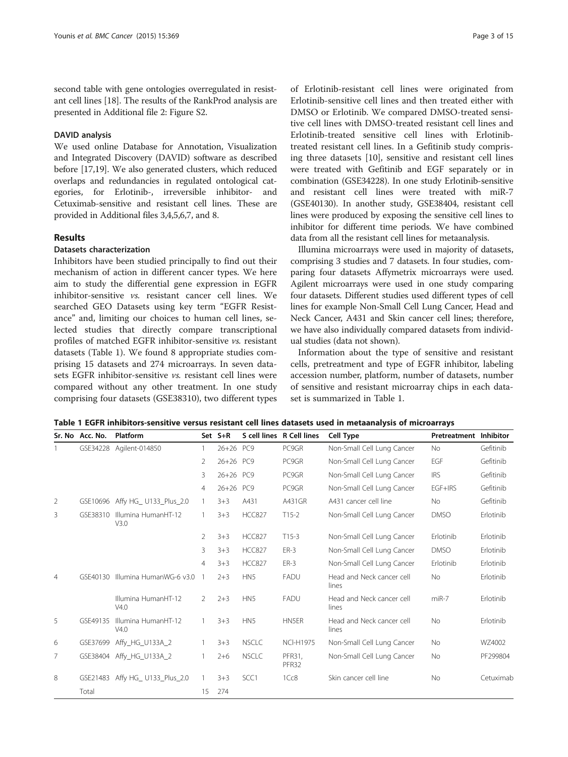second table with gene ontologies overregulated in resistant cell lines [18]. The results of the RankProd analysis are presented in Additional file 2: Figure S2.

### DAVID analysis

We used online Database for Annotation, Visualization and Integrated Discovery (DAVID) software as described before [17,19]. We also generated clusters, which reduced overlaps and redundancies in regulated ontological categories, for Erlotinib-, irreversible inhibitor- and Cetuximab-sensitive and resistant cell lines. These are provided in Additional files 3,4,5,6,7, and 8.

## Results

### Datasets characterization

Inhibitors have been studied principally to find out their mechanism of action in different cancer types. We here aim to study the differential gene expression in EGFR inhibitor-sensitive *vs.* resistant cancer cell lines. We searched GEO Datasets using key term "EGFR Resistance" and, limiting our choices to human cell lines, selected studies that directly compare transcriptional profiles of matched EGFR inhibitor-sensitive *vs.* resistant datasets (Table 1). We found 8 appropriate studies comprising 15 datasets and 274 microarrays. In seven datasets EGFR inhibitor-sensitive *vs.* resistant cell lines were compared without any other treatment. In one study comprising four datasets (GSE38310), two different types of Erlotinib-resistant cell lines were originated from Erlotinib-sensitive cell lines and then treated either with DMSO or Erlotinib. We compared DMSO-treated sensitive cell lines with DMSO-treated resistant cell lines and Erlotinib-treated sensitive cell lines with Erlotinib-treated resistant cell lines. In a Gefitinib study comprising three datasets [10], sensitive and resistant cell lines were treated with Gefitinib and EGF separately or in combination (GSE34228). In one study Erlotinib-sensitive and resistant cell lines were treated with miR-7 (GSE40130). In another study, GSE38404, resistant cell lines were produced by exposing the sensitive cell lines to inhibitor for different time periods. We have combined data from all the resistant cell lines for metaanalysis.

Illumina microarrays were used in majority of datasets, comprising 3 studies and 7 datasets. In four studies, comparing four datasets Affymetrix microarrays were used. Agilent microarrays were used in one study comparing four datasets. Different studies used different types of cell lines for example Non-Small Cell Lung Cancer, Head and Neck Cancer, A431 and Skin cancer cell lines; therefore, we have also individually compared datasets from individual studies (data not shown).

Information about the type of sensitive and resistant cells, pretreatment and type of EGFR inhibitor, labeling accession number, platform, number of datasets, number of sensitive and resistant microarray chips in each dataset is summarized in Table 1.

**Table 1 EGFR inhibitors-sensitive versus resistant cell lines datasets used in metaanalysis of microarrays**

| Sr. No | Acc. No. | Platform | Set | S+R | S cell lines | R Cell lines | Cell Type | Pretreatment | Inhibitor |
|---|---|---|---|---|---|---|---|---|---|
| 1 | GSE34228 | Agilent-014850 | 1 | 26+26 | PC9 | PC9GR | Non-Small Cell Lung Cancer | No | Gefitinib |
| | | | 2 | 26+26 | PC9 | PC9GR | Non-Small Cell Lung Cancer | EGF | Gefitinib |
| | | | 3 | 26+26 | PC9 | PC9GR | Non-Small Cell Lung Cancer | IRS | Gefitinib |
| | | | 4 | 26+26 | PC9 | PC9GR | Non-Small Cell Lung Cancer | EGF+IRS | Gefitinib |
| 2 | GSE10696 | Affy HG_ U133_Plus_2.0 | 1 | 3+3 | A431 | A431GR | A431 cancer cell line | No | Gefitinib |
| 3 | GSE38310 | Illumina HumanHT-12 V3.0 | 1 | 3+3 | HCC827 | T15-2 | Non-Small Cell Lung Cancer | DMSO | Erlotinib |
| | | | 2 | 3+3 | HCC827 | T15-3 | Non-Small Cell Lung Cancer | Erlotinib | Erlotinib |
| | | | 3 | 3+3 | HCC827 | ER-3 | Non-Small Cell Lung Cancer | DMSO | Erlotinib |
| | | | 4 | 3+3 | HCC827 | ER-3 | Non-Small Cell Lung Cancer | Erlotinib | Erlotinib |
| 4 | GSE40130 | Illumina HumanWG-6 v3.0 | 1 | 2+3 | HN5 | FADU | Head and Neck cancer cell lines | No | Erlotinib |
| | | Illumina HumanHT-12 V4.0 | 2 | 2+3 | HN5 | FADU | Head and Neck cancer cell lines | miR-7 | Erlotinib |
| 5 | GSE49135 | Illumina HumanHT-12 V4.0 | 1 | 3+3 | HN5 | HN5ER | Head and Neck cancer cell lines | No | Erlotinib |
| 6 | GSE37699 | Affy_HG_U133A_2 | 1 | 3+3 | NSCLC | NCI-H1975 | Non-Small Cell Lung Cancer | No | WZ4002 |
| 7 | GSE38404 | Affy_HG_U133A_2 | 1 | 2+6 | NSCLC | PFR31, PFR32 | Non-Small Cell Lung Cancer | No | PF299804 |
| 8 | GSE21483 | Affy HG_ U133_Plus_2.0 | 1 | 3+3 | SCC1 | 1Cc8 | Skin cancer cell line | No | Cetuximab |
| | Total | | 15 | 274 | | | | | |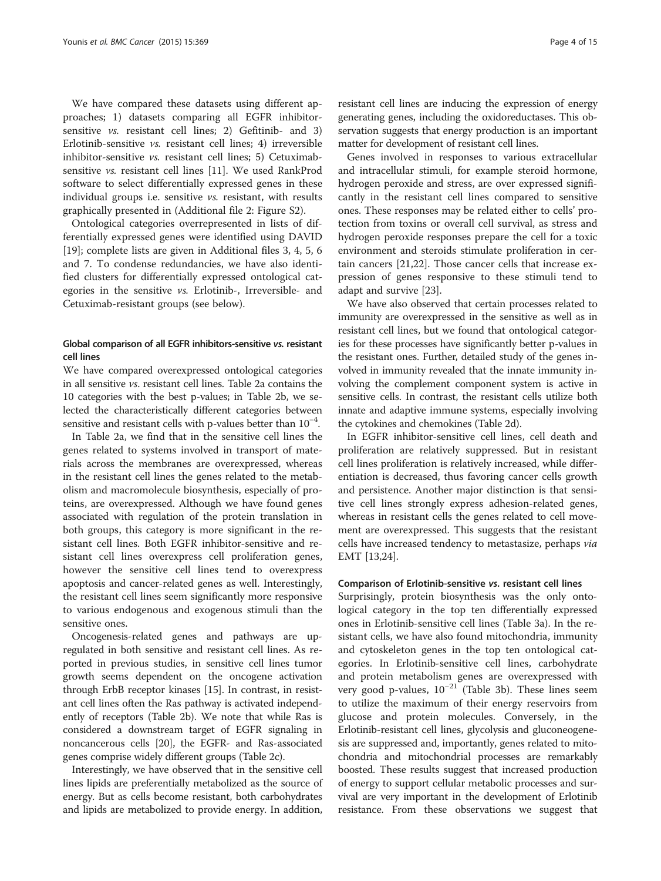We have compared these datasets using different approaches; 1) datasets comparing all EGFR inhibitor-sensitive *vs.* resistant cell lines; 2) Gefitinib- and 3) Erlotinib-sensitive *vs.* resistant cell lines; 4) irreversible inhibitor-sensitive *vs.* resistant cell lines; 5) Cetuximab-sensitive *vs.* resistant cell lines [11]. We used RankProd software to select differentially expressed genes in these individual groups i.e. sensitive *vs.* resistant, with results graphically presented in (Additional file 2: Figure S2).

Ontological categories overrepresented in lists of differentially expressed genes were identified using DAVID [19]; complete lists are given in Additional files 3, 4, 5, 6 and 7. To condense redundancies, we have also identified clusters for differentially expressed ontological categories in the sensitive *vs.* Erlotinib-, Irreversible- and Cetuximab-resistant groups (see below).

### Global comparison of all EGFR inhibitors-sensitive *vs.* resistant cell lines

We have compared overexpressed ontological categories in all sensitive *vs*. resistant cell lines. Table 2a contains the 10 categories with the best p-values; in Table 2b, we selected the characteristically different categories between sensitive and resistant cells with p-values better than $10^{-4}$.

In Table 2a, we find that in the sensitive cell lines the genes related to systems involved in transport of materials across the membranes are overexpressed, whereas in the resistant cell lines the genes related to the metabolism and macromolecule biosynthesis, especially of proteins, are overexpressed. Although we have found genes associated with regulation of the protein translation in both groups, this category is more significant in the resistant cell lines. Both EGFR inhibitor-sensitive and resistant cell lines overexpress cell proliferation genes, however the sensitive cell lines tend to overexpress apoptosis and cancer-related genes as well. Interestingly, the resistant cell lines seem significantly more responsive to various endogenous and exogenous stimuli than the sensitive ones.

Oncogenesis-related genes and pathways are upregulated in both sensitive and resistant cell lines. As reported in previous studies, in sensitive cell lines tumor growth seems dependent on the oncogene activation through ErbB receptor kinases [15]. In contrast, in resistant cell lines often the Ras pathway is activated independently of receptors (Table 2b). We note that while Ras is considered a downstream target of EGFR signaling in noncancerous cells [20], the EGFR- and Ras-associated genes comprise widely different groups (Table 2c).

Interestingly, we have observed that in the sensitive cell lines lipids are preferentially metabolized as the source of energy. But as cells become resistant, both carbohydrates and lipids are metabolized to provide energy. In addition, resistant cell lines are inducing the expression of energy generating genes, including the oxidoreductases. This observation suggests that energy production is an important matter for development of resistant cell lines.

Genes involved in responses to various extracellular and intracellular stimuli, for example steroid hormone, hydrogen peroxide and stress, are over expressed significantly in the resistant cell lines compared to sensitive ones. These responses may be related either to cells' protection from toxins or overall cell survival, as stress and hydrogen peroxide responses prepare the cell for a toxic environment and steroids stimulate proliferation in certain cancers [21,22]. Those cancer cells that increase expression of genes responsive to these stimuli tend to adapt and survive [23].

We have also observed that certain processes related to immunity are overexpressed in the sensitive as well as in resistant cell lines, but we found that ontological categories for these processes have significantly better p-values in the resistant ones. Further, detailed study of the genes involved in immunity revealed that the innate immunity involving the complement component system is active in sensitive cells. In contrast, the resistant cells utilize both innate and adaptive immune systems, especially involving the cytokines and chemokines (Table 2d).

In EGFR inhibitor-sensitive cell lines, cell death and proliferation are relatively suppressed. But in resistant cell lines proliferation is relatively increased, while differentiation is decreased, thus favoring cancer cells growth and persistence. Another major distinction is that sensitive cell lines strongly express adhesion-related genes, whereas in resistant cells the genes related to cell movement are overexpressed. This suggests that the resistant cells have increased tendency to metastasize, perhaps *via* EMT [13,24].

### Comparison of Erlotinib-sensitive *vs.* resistant cell lines

Surprisingly, protein biosynthesis was the only ontological category in the top ten differentially expressed ones in Erlotinib-sensitive cell lines (Table 3a). In the resistant cells, we have also found mitochondria, immunity and cytoskeleton genes in the top ten ontological categories. In Erlotinib-sensitive cell lines, carbohydrate and protein metabolism genes are overexpressed with very good p-values, $10^{-21}$ (Table 3b). These lines seem to utilize the maximum of their energy reservoirs from glucose and protein molecules. Conversely, in the Erlotinib-resistant cell lines, glycolysis and gluconeogenesis are suppressed and, importantly, genes related to mitochondria and mitochondrial processes are remarkably boosted. These results suggest that increased production of energy to support cellular metabolic processes and survival are very important in the development of Erlotinib resistance. From these observations we suggest that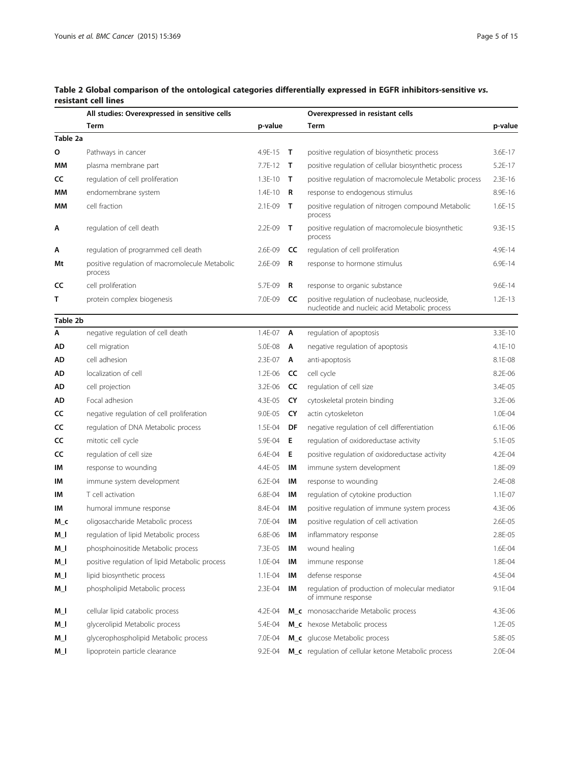**Table 2 Global comparison of the ontological categories differentially expressed in EGFR inhibitors-sensitive *vs.* resistant cell lines**

| | All studies: Overexpressed in sensitive cells | | | Overexpressed in resistant cells | |
|---|---|---|---|---|---|
| | **Term** | **p-value** | | **Term** | **p-value** |
| **Table 2a** | | | | | |
| **O** | Pathways in cancer | 4.9E-15 | **T** | positive regulation of biosynthetic process | 3.6E-17 |
| **MM** | plasma membrane part | 7.7E-12 | **T** | positive regulation of cellular biosynthetic process | 5.2E-17 |
| **CC** | regulation of cell proliferation | 1.3E-10 | **T** | positive regulation of macromolecule Metabolic process | 2.3E-16 |
| **MM** | endomembrane system | 1.4E-10 | **R** | response to endogenous stimulus | 8.9E-16 |
| **MM** | cell fraction | 2.1E-09 | **T** | positive regulation of nitrogen compound Metabolic process | 1.6E-15 |
| **A** | regulation of cell death | 2.2E-09 | **T** | positive regulation of macromolecule biosynthetic process | 9.3E-15 |
| **A** | regulation of programmed cell death | 2.6E-09 | **CC** | regulation of cell proliferation | 4.9E-14 |
| **Mt** | positive regulation of macromolecule Metabolic process | 2.6E-09 | **R** | response to hormone stimulus | 6.9E-14 |
| **CC** | cell proliferation | 5.7E-09 | **R** | response to organic substance | 9.6E-14 |
| **T** | protein complex biogenesis | 7.0E-09 | **CC** | positive regulation of nucleobase, nucleoside, nucleotide and nucleic acid Metabolic process | 1.2E-13 |
| **Table 2b** | | | | | |
| **A** | negative regulation of cell death | 1.4E-07 | **A** | regulation of apoptosis | 3.3E-10 |
| **AD** | cell migration | 5.0E-08 | **A** | negative regulation of apoptosis | 4.1E-10 |
| **AD** | cell adhesion | 2.3E-07 | **A** | anti-apoptosis | 8.1E-08 |
| **AD** | localization of cell | 1.2E-06 | **CC** | cell cycle | 8.2E-06 |
| **AD** | cell projection | 3.2E-06 | **CC** | regulation of cell size | 3.4E-05 |
| **AD** | Focal adhesion | 4.3E-05 | **CY** | cytoskeletal protein binding | 3.2E-06 |
| **CC** | negative regulation of cell proliferation | 9.0E-05 | **CY** | actin cytoskeleton | 1.0E-04 |
| **CC** | regulation of DNA Metabolic process | 1.5E-04 | **DF** | negative regulation of cell differentiation | 6.1E-06 |
| **CC** | mitotic cell cycle | 5.9E-04 | **E** | regulation of oxidoreductase activity | 5.1E-05 |
| **CC** | regulation of cell size | 6.4E-04 | **E** | positive regulation of oxidoreductase activity | 4.2E-04 |
| **IM** | response to wounding | 4.4E-05 | **IM** | immune system development | 1.8E-09 |
| **IM** | immune system development | 6.2E-04 | **IM** | response to wounding | 2.4E-08 |
| **IM** | T cell activation | 6.8E-04 | **IM** | regulation of cytokine production | 1.1E-07 |
| **IM** | humoral immune response | 8.4E-04 | **IM** | positive regulation of immune system process | 4.3E-06 |
| **M_c** | oligosaccharide Metabolic process | 7.0E-04 | **IM** | positive regulation of cell activation | 2.6E-05 |
| **M_l** | regulation of lipid Metabolic process | 6.8E-06 | **IM** | inflammatory response | 2.8E-05 |
| **M_l** | phosphoinositide Metabolic process | 7.3E-05 | **IM** | wound healing | 1.6E-04 |
| **M_l** | positive regulation of lipid Metabolic process | 1.0E-04 | **IM** | immune response | 1.8E-04 |
| **M_l** | lipid biosynthetic process | 1.1E-04 | **IM** | defense response | 4.5E-04 |
| **M_l** | phospholipid Metabolic process | 2.3E-04 | **IM** | regulation of production of molecular mediator of immune response | 9.1E-04 |
| **M_l** | cellular lipid catabolic process | 4.2E-04 | **M_c** | monosaccharide Metabolic process | 4.3E-06 |
| **M_l** | glycerolipid Metabolic process | 5.4E-04 | **M_c** | hexose Metabolic process | 1.2E-05 |
| **M_l** | glycerophospholipid Metabolic process | 7.0E-04 | **M_c** | glucose Metabolic process | 5.8E-05 |
| **M_l** | lipoprotein particle clearance | 9.2E-04 | **M_c** | regulation of cellular ketone Metabolic process | 2.0E-04 |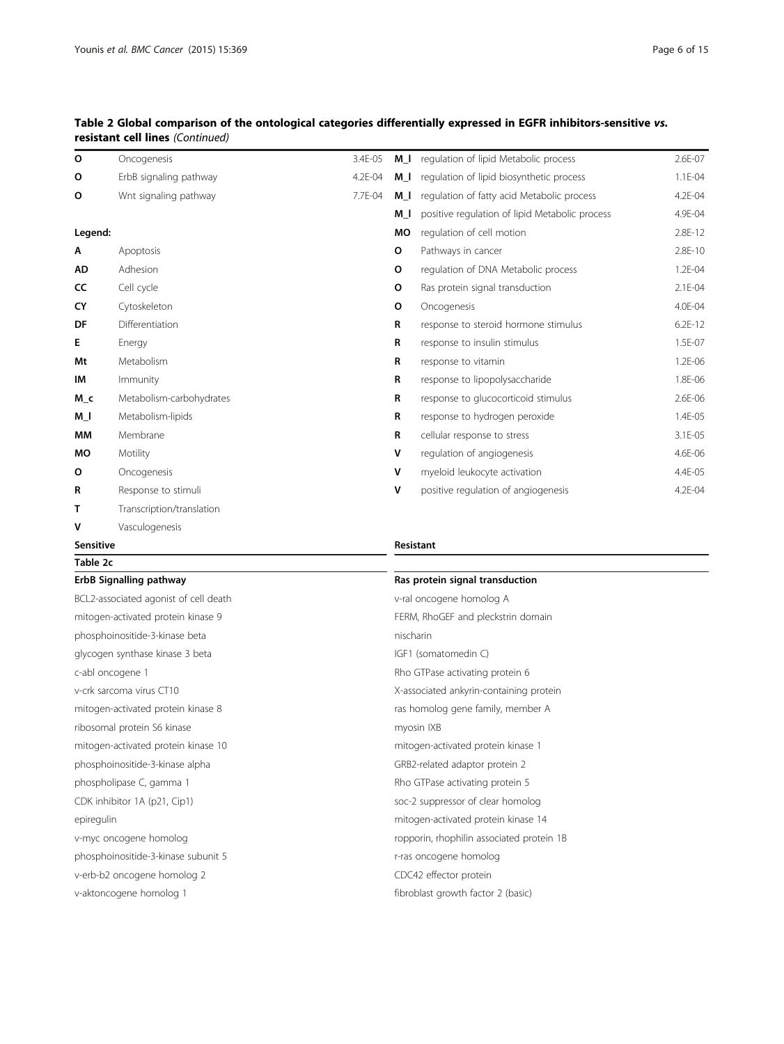**Table 2 Global comparison of the ontological categories differentially expressed in EGFR inhibitors-sensitive *vs.* resistant cell lines** *(Continued)*

| | | | | | |
|---|---|---|---|---|---|
| **O** | Oncogenesis | 3.4E-05 | **M_l** | regulation of lipid Metabolic process | 2.6E-07 |
| **O** | ErbB signaling pathway | 4.2E-04 | **M_l** | regulation of lipid biosynthetic process | 1.1E-04 |
| **O** | Wnt signaling pathway | 7.7E-04 | **M_l** | regulation of fatty acid Metabolic process | 4.2E-04 |
| | | | **M_l** | positive regulation of lipid Metabolic process | 4.9E-04 |
| **Legend:** | | | **MO** | regulation of cell motion | 2.8E-12 |
| **A** | Apoptosis | | **O** | Pathways in cancer | 2.8E-10 |
| **AD** | Adhesion | | **O** | regulation of DNA Metabolic process | 1.2E-04 |
| **CC** | Cell cycle | | **O** | Ras protein signal transduction | 2.1E-04 |
| **CY** | Cytoskeleton | | **O** | Oncogenesis | 4.0E-04 |
| **DF** | Differentiation | | **R** | response to steroid hormone stimulus | 6.2E-12 |
| **E** | Energy | | **R** | response to insulin stimulus | 1.5E-07 |
| **Mt** | Metabolism | | **R** | response to vitamin | 1.2E-06 |
| **IM** | Immunity | | **R** | response to lipopolysaccharide | 1.8E-06 |
| **M_c** | Metabolism-carbohydrates | | **R** | response to glucocorticoid stimulus | 2.6E-06 |
| **M_l** | Metabolism-lipids | | **R** | response to hydrogen peroxide | 1.4E-05 |
| **MM** | Membrane | | **R** | cellular response to stress | 3.1E-05 |
| **MO** | Motility | | **V** | regulation of angiogenesis | 4.6E-06 |
| **O** | Oncogenesis | | **V** | myeloid leukocyte activation | 4.4E-05 |
| **R** | Response to stimuli | | **V** | positive regulation of angiogenesis | 4.2E-04 |
| **T** | Transcription/translation | | | | |
| **V** | Vasculogenesis | | | | |

**Table 2c**

| Sensitive | Resistant |
|---|---|
| **ErbB Signalling pathway** | **Ras protein signal transduction** |
| BCL2-associated agonist of cell death | v-ral oncogene homolog A |
| mitogen-activated protein kinase 9 | FERM, RhoGEF and pleckstrin domain |
| phosphoinositide-3-kinase beta | nischarin |
| glycogen synthase kinase 3 beta | IGF1 (somatomedin C) |
| c-abl oncogene 1 | Rho GTPase activating protein 6 |
| v-crk sarcoma virus CT10 | X-associated ankyrin-containing protein |
| mitogen-activated protein kinase 8 | ras homolog gene family, member A |
| ribosomal protein S6 kinase | myosin IXB |
| mitogen-activated protein kinase 10 | mitogen-activated protein kinase 1 |
| phosphoinositide-3-kinase alpha | GRB2-related adaptor protein 2 |
| phospholipase C, gamma 1 | Rho GTPase activating protein 5 |
| CDK inhibitor 1A (p21, Cip1) | soc-2 suppressor of clear homolog |
| epiregulin | mitogen-activated protein kinase 14 |
| v-myc oncogene homolog | ropporin, rhophilin associated protein 1B |
| phosphoinositide-3-kinase subunit 5 | r-ras oncogene homolog |
| v-erb-b2 oncogene homolog 2 | CDC42 effector protein |
| v-aktoncogene homolog 1 | fibroblast growth factor 2 (basic) |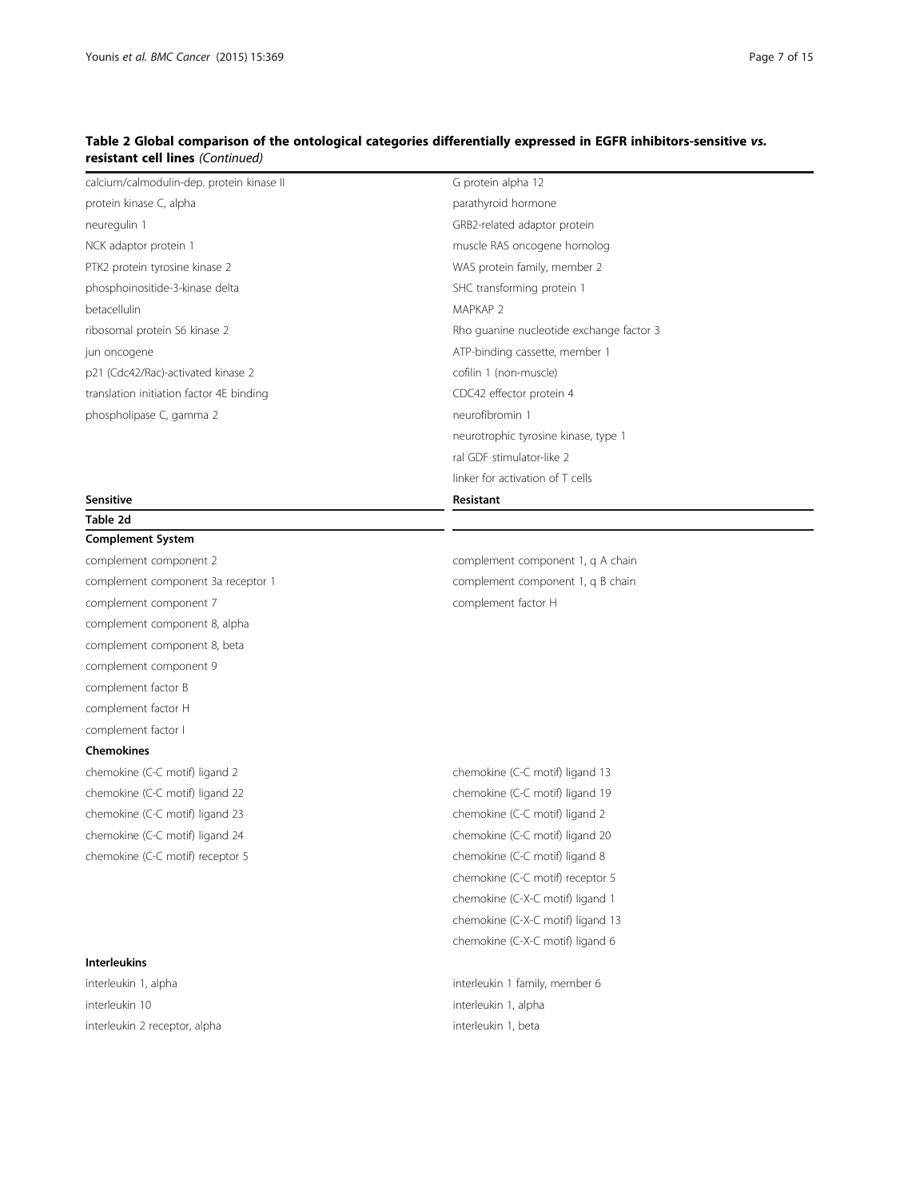**Table 2 Global comparison of the ontological categories differentially expressed in EGFR inhibitors-sensitive *vs.* resistant cell lines** *(Continued)*

| | |
|---|---|
| calcium/calmodulin-dep. protein kinase II | G protein alpha 12 |
| protein kinase C, alpha | parathyroid hormone |
| neuregulin 1 | GRB2-related adaptor protein |
| NCK adaptor protein 1 | muscle RAS oncogene homolog |
| PTK2 protein tyrosine kinase 2 | WAS protein family, member 2 |
| phosphoinositide-3-kinase delta | SHC transforming protein 1 |
| betacellulin | MAPKAP 2 |
| ribosomal protein S6 kinase 2 | Rho guanine nucleotide exchange factor 3 |
| jun oncogene | ATP-binding cassette, member 1 |
| p21 (Cdc42/Rac)-activated kinase 2 | cofilin 1 (non-muscle) |
| translation initiation factor 4E binding | CDC42 effector protein 4 |
| phospholipase C, gamma 2 | neurofibromin 1 |
| | neurotrophic tyrosine kinase, type 1 |
| | ral GDF stimulator-like 2 |
| | linker for activation of T cells |

| Sensitive | Resistant |
|---|---|
| **Table 2d** | |
| **Complement System** | |
| complement component 2 | complement component 1, q A chain |
| complement component 3a receptor 1 | complement component 1, q B chain |
| complement component 7 | complement factor H |
| complement component 8, alpha | |
| complement component 8, beta | |
| complement component 9 | |
| complement factor B | |
| complement factor H | |
| complement factor I | |
| **Chemokines** | |
| chemokine (C-C motif) ligand 2 | chemokine (C-C motif) ligand 13 |
| chemokine (C-C motif) ligand 22 | chemokine (C-C motif) ligand 19 |
| chemokine (C-C motif) ligand 23 | chemokine (C-C motif) ligand 2 |
| chemokine (C-C motif) ligand 24 | chemokine (C-C motif) ligand 20 |
| chemokine (C-C motif) receptor 5 | chemokine (C-C motif) ligand 8 |
| | chemokine (C-C motif) receptor 5 |
| | chemokine (C-X-C motif) ligand 1 |
| | chemokine (C-X-C motif) ligand 13 |
| | chemokine (C-X-C motif) ligand 6 |
| **Interleukins** | |
| interleukin 1, alpha | interleukin 1 family, member 6 |
| interleukin 10 | interleukin 1, alpha |
| interleukin 2 receptor, alpha | interleukin 1, beta |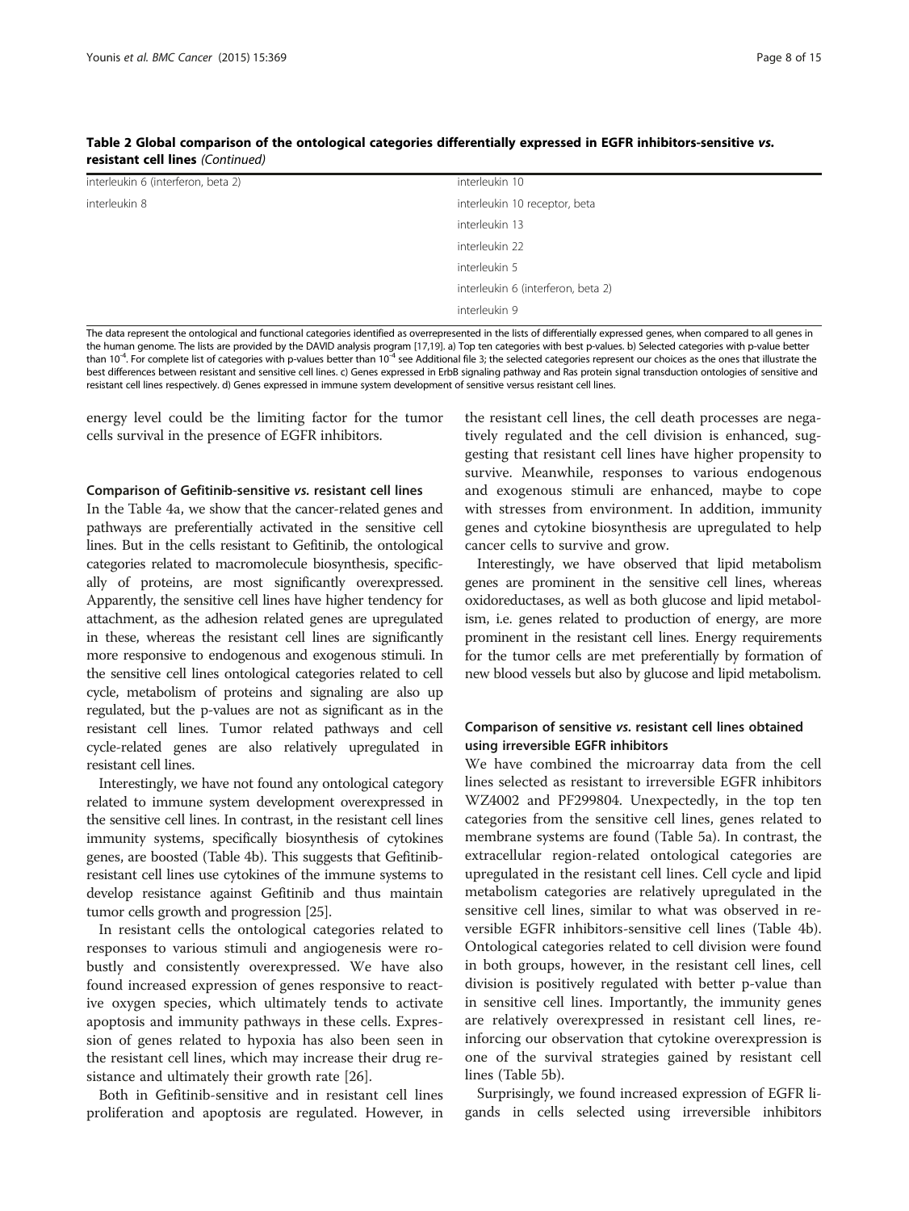**Table 2 Global comparison of the ontological categories differentially expressed in EGFR inhibitors-sensitive *vs.* resistant cell lines** *(Continued)*

| | |
|---|---|
| interleukin 6 (interferon, beta 2) | interleukin 10 |
| interleukin 8 | interleukin 10 receptor, beta |
| | interleukin 13 |
| | interleukin 22 |
| | interleukin 5 |
| | interleukin 6 (interferon, beta 2) |
| | interleukin 9 |

The data represent the ontological and functional categories identified as overrepresented in the lists of differentially expressed genes, when compared to all genes in the human genome. The lists are provided by the DAVID analysis program [17,19]. a) Top ten categories with best p-values. b) Selected categories with p-value better than $10^{-4}$. For complete list of categories with p-values better than $10^{-4}$ see Additional file 3; the selected categories represent our choices as the ones that illustrate the best differences between resistant and sensitive cell lines. c) Genes expressed in ErbB signaling pathway and Ras protein signal transduction ontologies of sensitive and resistant cell lines respectively. d) Genes expressed in immune system development of sensitive versus resistant cell lines.

energy level could be the limiting factor for the tumor cells survival in the presence of EGFR inhibitors.

### Comparison of Gefitinib-sensitive *vs.* resistant cell lines

In the Table 4a, we show that the cancer-related genes and pathways are preferentially activated in the sensitive cell lines. But in the cells resistant to Gefitinib, the ontological categories related to macromolecule biosynthesis, specifically of proteins, are most significantly overexpressed. Apparently, the sensitive cell lines have higher tendency for attachment, as the adhesion related genes are upregulated in these, whereas the resistant cell lines are significantly more responsive to endogenous and exogenous stimuli. In the sensitive cell lines ontological categories related to cell cycle, metabolism of proteins and signaling are also up regulated, but the p-values are not as significant as in the resistant cell lines. Tumor related pathways and cell cycle-related genes are also relatively upregulated in resistant cell lines.

Interestingly, we have not found any ontological category related to immune system development overexpressed in the sensitive cell lines. In contrast, in the resistant cell lines immunity systems, specifically biosynthesis of cytokines genes, are boosted (Table 4b). This suggests that Gefitinib-resistant cell lines use cytokines of the immune systems to develop resistance against Gefitinib and thus maintain tumor cells growth and progression [25].

In resistant cells the ontological categories related to responses to various stimuli and angiogenesis were robustly and consistently overexpressed. We have also found increased expression of genes responsive to reactive oxygen species, which ultimately tends to activate apoptosis and immunity pathways in these cells. Expression of genes related to hypoxia has also been seen in the resistant cell lines, which may increase their drug resistance and ultimately their growth rate [26].

Both in Gefitinib-sensitive and in resistant cell lines proliferation and apoptosis are regulated. However, in the resistant cell lines, the cell death processes are negatively regulated and the cell division is enhanced, suggesting that resistant cell lines have higher propensity to survive. Meanwhile, responses to various endogenous and exogenous stimuli are enhanced, maybe to cope with stresses from environment. In addition, immunity genes and cytokine biosynthesis are upregulated to help cancer cells to survive and grow.

Interestingly, we have observed that lipid metabolism genes are prominent in the sensitive cell lines, whereas oxidoreductases, as well as both glucose and lipid metabolism, i.e. genes related to production of energy, are more prominent in the resistant cell lines. Energy requirements for the tumor cells are met preferentially by formation of new blood vessels but also by glucose and lipid metabolism.

### Comparison of sensitive *vs.* resistant cell lines obtained using irreversible EGFR inhibitors

We have combined the microarray data from the cell lines selected as resistant to irreversible EGFR inhibitors WZ4002 and PF299804. Unexpectedly, in the top ten categories from the sensitive cell lines, genes related to membrane systems are found (Table 5a). In contrast, the extracellular region-related ontological categories are upregulated in the resistant cell lines. Cell cycle and lipid metabolism categories are relatively upregulated in the sensitive cell lines, similar to what was observed in reversible EGFR inhibitors-sensitive cell lines (Table 4b). Ontological categories related to cell division were found in both groups, however, in the resistant cell lines, cell division is positively regulated with better p-value than in sensitive cell lines. Importantly, the immunity genes are relatively overexpressed in resistant cell lines, reinforcing our observation that cytokine overexpression is one of the survival strategies gained by resistant cell lines (Table 5b).

Surprisingly, we found increased expression of EGFR ligands in cells selected using irreversible inhibitors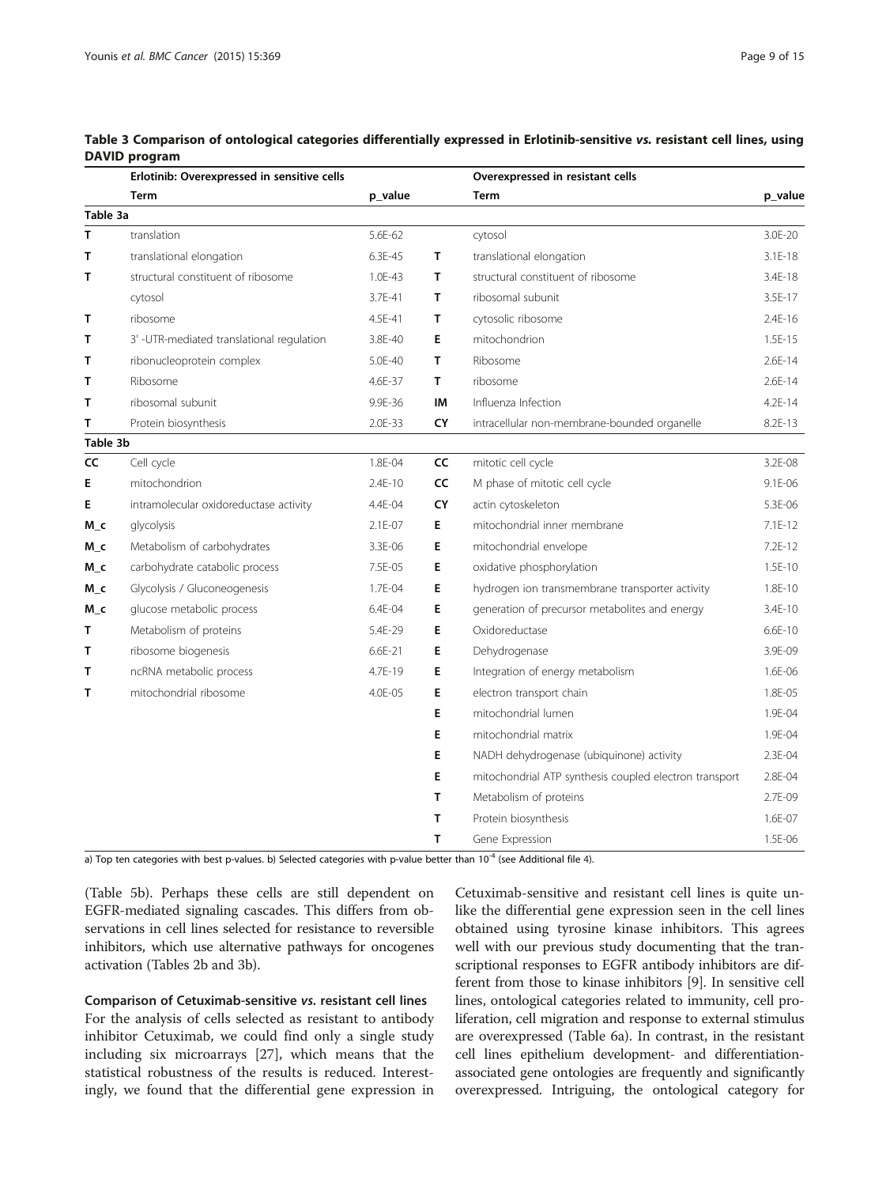**Table 3 Comparison of ontological categories differentially expressed in Erlotinib-sensitive *vs.* resistant cell lines, using DAVID program**

| | Erlotinib: Overexpressed in sensitive cells | | | Overexpressed in resistant cells | |
|---|---|---|---|---|---|
| | **Term** | **p_value** | | **Term** | **p_value** |
| **Table 3a** | | | | | |
| **T** | translation | 5.6E-62 | | cytosol | 3.0E-20 |
| **T** | translational elongation | 6.3E-45 | **T** | translational elongation | 3.1E-18 |
| **T** | structural constituent of ribosome | 1.0E-43 | **T** | structural constituent of ribosome | 3.4E-18 |
| | cytosol | 3.7E-41 | **T** | ribosomal subunit | 3.5E-17 |
| **T** | ribosome | 4.5E-41 | **T** | cytosolic ribosome | 2.4E-16 |
| **T** | 3' -UTR-mediated translational regulation | 3.8E-40 | **E** | mitochondrion | 1.5E-15 |
| **T** | ribonucleoprotein complex | 5.0E-40 | **T** | Ribosome | 2.6E-14 |
| **T** | Ribosome | 4.6E-37 | **T** | ribosome | 2.6E-14 |
| **T** | ribosomal subunit | 9.9E-36 | **IM** | Influenza Infection | 4.2E-14 |
| **T** | Protein biosynthesis | 2.0E-33 | **CY** | intracellular non-membrane-bounded organelle | 8.2E-13 |
| **Table 3b** | | | | | |
| **CC** | Cell cycle | 1.8E-04 | **CC** | mitotic cell cycle | 3.2E-08 |
| **E** | mitochondrion | 2.4E-10 | **CC** | M phase of mitotic cell cycle | 9.1E-06 |
| **E** | intramolecular oxidoreductase activity | 4.4E-04 | **CY** | actin cytoskeleton | 5.3E-06 |
| **M_c** | glycolysis | 2.1E-07 | **E** | mitochondrial inner membrane | 7.1E-12 |
| **M_c** | Metabolism of carbohydrates | 3.3E-06 | **E** | mitochondrial envelope | 7.2E-12 |
| **M_c** | carbohydrate catabolic process | 7.5E-05 | **E** | oxidative phosphorylation | 1.5E-10 |
| **M_c** | Glycolysis / Gluconeogenesis | 1.7E-04 | **E** | hydrogen ion transmembrane transporter activity | 1.8E-10 |
| **M_c** | glucose metabolic process | 6.4E-04 | **E** | generation of precursor metabolites and energy | 3.4E-10 |
| **T** | Metabolism of proteins | 5.4E-29 | **E** | Oxidoreductase | 6.6E-10 |
| **T** | ribosome biogenesis | 6.6E-21 | **E** | Dehydrogenase | 3.9E-09 |
| **T** | ncRNA metabolic process | 4.7E-19 | **E** | Integration of energy metabolism | 1.6E-06 |
| **T** | mitochondrial ribosome | 4.0E-05 | **E** | electron transport chain | 1.8E-05 |
| | | | **E** | mitochondrial lumen | 1.9E-04 |
| | | | **E** | mitochondrial matrix | 1.9E-04 |
| | | | **E** | NADH dehydrogenase (ubiquinone) activity | 2.3E-04 |
| | | | **E** | mitochondrial ATP synthesis coupled electron transport | 2.8E-04 |
| | | | **T** | Metabolism of proteins | 2.7E-09 |
| | | | **T** | Protein biosynthesis | 1.6E-07 |
| | | | **T** | Gene Expression | 1.5E-06 |

a) Top ten categories with best p-values. b) Selected categories with p-value better than $10^{-4}$ (see Additional file 4).

(Table 5b). Perhaps these cells are still dependent on EGFR-mediated signaling cascades. This differs from observations in cell lines selected for resistance to reversible inhibitors, which use alternative pathways for oncogenes activation (Tables 2b and 3b).

**Comparison of Cetuximab-sensitive *vs.* resistant cell lines**

For the analysis of cells selected as resistant to antibody inhibitor Cetuximab, we could find only a single study including six microarrays [27], which means that the statistical robustness of the results is reduced. Interestingly, we found that the differential gene expression in Cetuximab-sensitive and resistant cell lines is quite unlike the differential gene expression seen in the cell lines obtained using tyrosine kinase inhibitors. This agrees well with our previous study documenting that the transcriptional responses to EGFR antibody inhibitors are different from those to kinase inhibitors [9]. In sensitive cell lines, ontological categories related to immunity, cell proliferation, cell migration and response to external stimulus are overexpressed (Table 6a). In contrast, in the resistant cell lines epithelium development- and differentiation-associated gene ontologies are frequently and significantly overexpressed. Intriguing, the ontological category for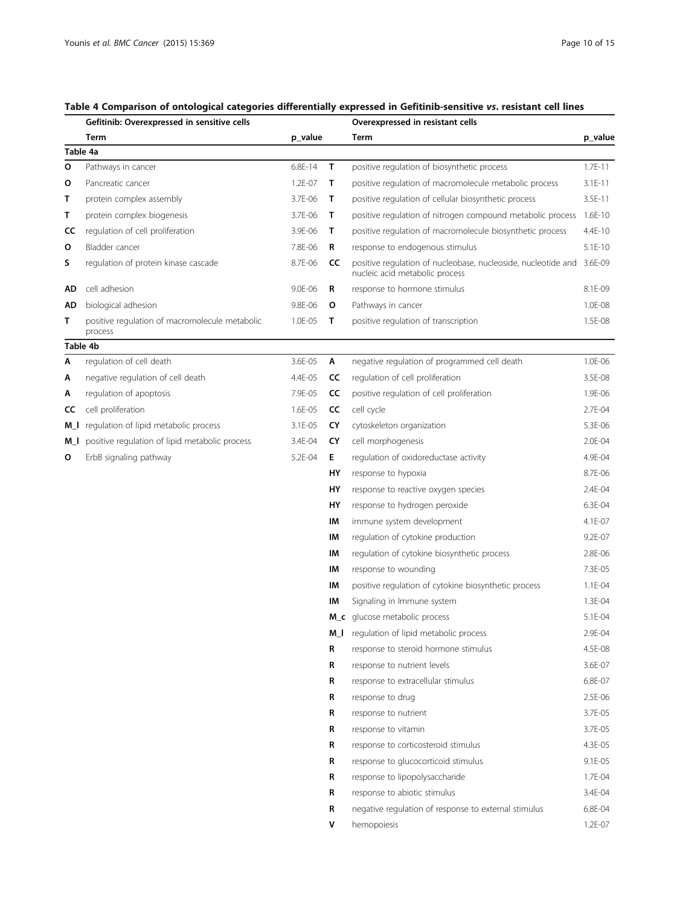**Table 4 Comparison of ontological categories differentially expressed in Gefitinib-sensitive *vs*. resistant cell lines**

| | Gefitinib: Overexpressed in sensitive cells | | | Overexpressed in resistant cells | |
|---|---|---|---|---|---|
| | **Term** | **p_value** | | **Term** | **p_value** |
| **Table 4a** | | | | | |
| **O** | Pathways in cancer | 6.8E-14 | **T** | positive regulation of biosynthetic process | 1.7E-11 |
| **O** | Pancreatic cancer | 1.2E-07 | **T** | positive regulation of macromolecule metabolic process | 3.1E-11 |
| **T** | protein complex assembly | 3.7E-06 | **T** | positive regulation of cellular biosynthetic process | 3.5E-11 |
| **T** | protein complex biogenesis | 3.7E-06 | **T** | positive regulation of nitrogen compound metabolic process | 1.6E-10 |
| **CC** | regulation of cell proliferation | 3.9E-06 | **T** | positive regulation of macromolecule biosynthetic process | 4.4E-10 |
| **O** | Bladder cancer | 7.8E-06 | **R** | response to endogenous stimulus | 5.1E-10 |
| **S** | regulation of protein kinase cascade | 8.7E-06 | **CC** | positive regulation of nucleobase, nucleoside, nucleotide and nucleic acid metabolic process | 3.6E-09 |
| **AD** | cell adhesion | 9.0E-06 | **R** | response to hormone stimulus | 8.1E-09 |
| **AD** | biological adhesion | 9.8E-06 | **O** | Pathways in cancer | 1.0E-08 |
| **T** | positive regulation of macromolecule metabolic process | 1.0E-05 | **T** | positive regulation of transcription | 1.5E-08 |
| **Table 4b** | | | | | |
| **A** | regulation of cell death | 3.6E-05 | **A** | negative regulation of programmed cell death | 1.0E-06 |
| **A** | negative regulation of cell death | 4.4E-05 | **CC** | regulation of cell proliferation | 3.5E-08 |
| **A** | regulation of apoptosis | 7.9E-05 | **CC** | positive regulation of cell proliferation | 1.9E-06 |
| **CC** | cell proliferation | 1.6E-05 | **CC** | cell cycle | 2.7E-04 |
| **M_l** | regulation of lipid metabolic process | 3.1E-05 | **CY** | cytoskeleton organization | 5.3E-06 |
| **M_l** | positive regulation of lipid metabolic process | 3.4E-04 | **CY** | cell morphogenesis | 2.0E-04 |
| **O** | ErbB signaling pathway | 5.2E-04 | **E** | regulation of oxidoreductase activity | 4.9E-04 |
| | | | **HY** | response to hypoxia | 8.7E-06 |
| | | | **HY** | response to reactive oxygen species | 2.4E-04 |
| | | | **HY** | response to hydrogen peroxide | 6.3E-04 |
| | | | **IM** | immune system development | 4.1E-07 |
| | | | **IM** | regulation of cytokine production | 9.2E-07 |
| | | | **IM** | regulation of cytokine biosynthetic process | 2.8E-06 |
| | | | **IM** | response to wounding | 7.3E-05 |
| | | | **IM** | positive regulation of cytokine biosynthetic process | 1.1E-04 |
| | | | **IM** | Signaling in Immune system | 1.3E-04 |
| | | | **M_c** | glucose metabolic process | 5.1E-04 |
| | | | **M_l** | regulation of lipid metabolic process | 2.9E-04 |
| | | | **R** | response to steroid hormone stimulus | 4.5E-08 |
| | | | **R** | response to nutrient levels | 3.6E-07 |
| | | | **R** | response to extracellular stimulus | 6.8E-07 |
| | | | **R** | response to drug | 2.5E-06 |
| | | | **R** | response to nutrient | 3.7E-05 |
| | | | **R** | response to vitamin | 3.7E-05 |
| | | | **R** | response to corticosteroid stimulus | 4.3E-05 |
| | | | **R** | response to glucocorticoid stimulus | 9.1E-05 |
| | | | **R** | response to lipopolysaccharide | 1.7E-04 |
| | | | **R** | response to abiotic stimulus | 3.4E-04 |
| | | | **R** | negative regulation of response to external stimulus | 6.8E-04 |
| | | | **V** | hemopoiesis | 1.2E-07 |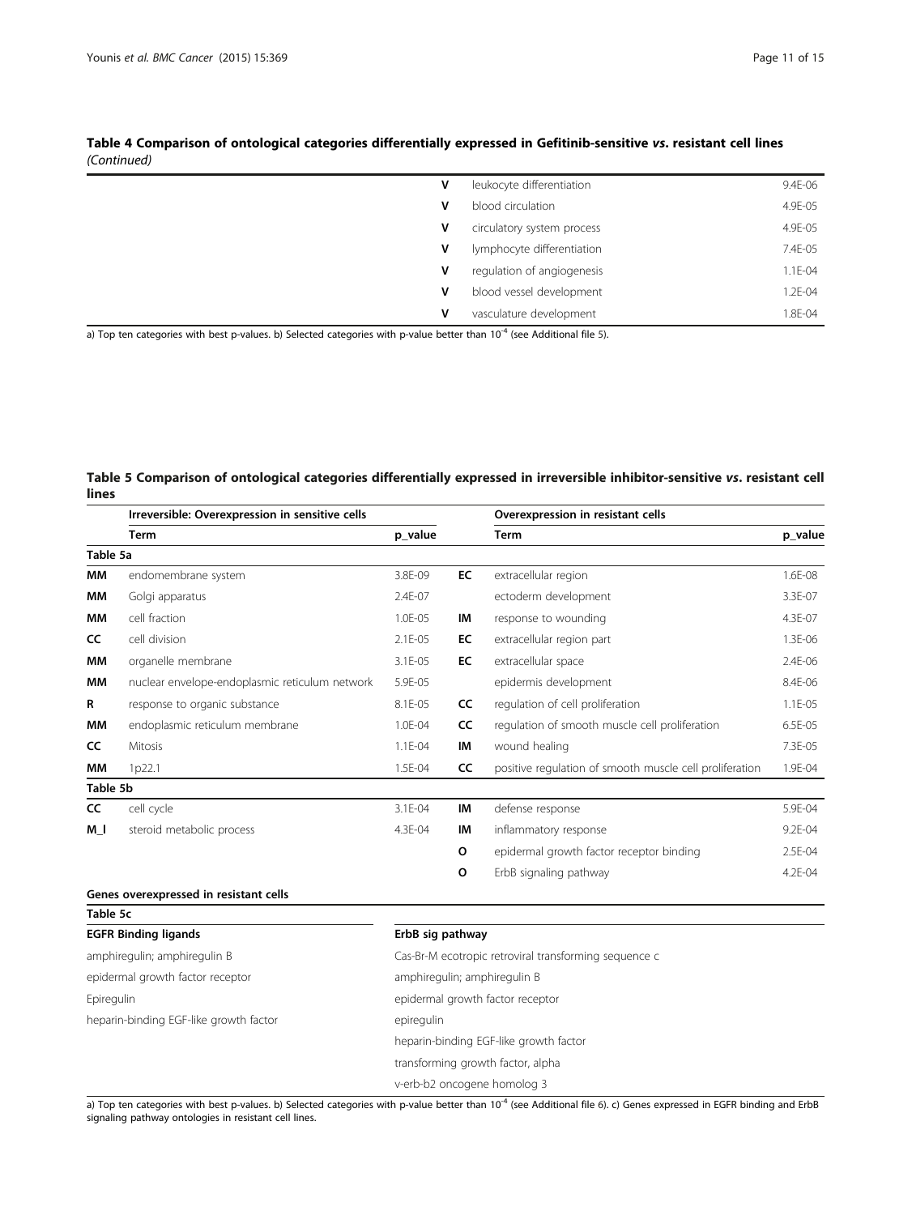**Table 4 Comparison of ontological categories differentially expressed in Gefitinib-sensitive *vs*. resistant cell lines** *(Continued)*

| | | | | | |
|---|---|---|---|---|---|
| | | | V | leukocyte differentiation | 9.4E-06 |
| | | | V | blood circulation | 4.9E-05 |
| | | | V | circulatory system process | 4.9E-05 |
| | | | V | lymphocyte differentiation | 7.4E-05 |
| | | | V | regulation of angiogenesis | 1.1E-04 |
| | | | V | blood vessel development | 1.2E-04 |
| | | | V | vasculature development | 1.8E-04 |

a) Top ten categories with best p-values. b) Selected categories with p-value better than $10^{-4}$ (see Additional file 5).

**Table 5 Comparison of ontological categories differentially expressed in irreversible inhibitor-sensitive *vs*. resistant cell lines**

| | Irreversible: Overexpression in sensitive cells | | | Overexpression in resistant cells | |
|---|---|---|---|---|---|
| | Term | p_value | | Term | p_value |
| **Table 5a** | | | | | |
| MM | endomembrane system | 3.8E-09 | EC | extracellular region | 1.6E-08 |
| MM | Golgi apparatus | 2.4E-07 | | ectoderm development | 3.3E-07 |
| MM | cell fraction | 1.0E-05 | IM | response to wounding | 4.3E-07 |
| CC | cell division | 2.1E-05 | EC | extracellular region part | 1.3E-06 |
| MM | organelle membrane | 3.1E-05 | EC | extracellular space | 2.4E-06 |
| MM | nuclear envelope-endoplasmic reticulum network | 5.9E-05 | | epidermis development | 8.4E-06 |
| R | response to organic substance | 8.1E-05 | CC | regulation of cell proliferation | 1.1E-05 |
| MM | endoplasmic reticulum membrane | 1.0E-04 | CC | regulation of smooth muscle cell proliferation | 6.5E-05 |
| CC | Mitosis | 1.1E-04 | IM | wound healing | 7.3E-05 |
| MM | 1p22.1 | 1.5E-04 | CC | positive regulation of smooth muscle cell proliferation | 1.9E-04 |
| **Table 5b** | | | | | |
| CC | cell cycle | 3.1E-04 | IM | defense response | 5.9E-04 |
| M_I | steroid metabolic process | 4.3E-04 | IM | inflammatory response | 9.2E-04 |
| | | | O | epidermal growth factor receptor binding | 2.5E-04 |
| | | | O | ErbB signaling pathway | 4.2E-04 |

**Genes overexpressed in resistant cells**

| Table 5c | |
|---|---|
| **EGFR Binding ligands** | **ErbB sig pathway** |
| amphiregulin; amphiregulin B | Cas-Br-M ecotropic retroviral transforming sequence c |
| epidermal growth factor receptor | amphiregulin; amphiregulin B |
| Epiregulin | epidermal growth factor receptor |
| heparin-binding EGF-like growth factor | epiregulin |
| | heparin-binding EGF-like growth factor |
| | transforming growth factor, alpha |
| | v-erb-b2 oncogene homolog 3 |

a) Top ten categories with best p-values. b) Selected categories with p-value better than $10^{-4}$ (see Additional file 6). c) Genes expressed in EGFR binding and ErbB signaling pathway ontologies in resistant cell lines.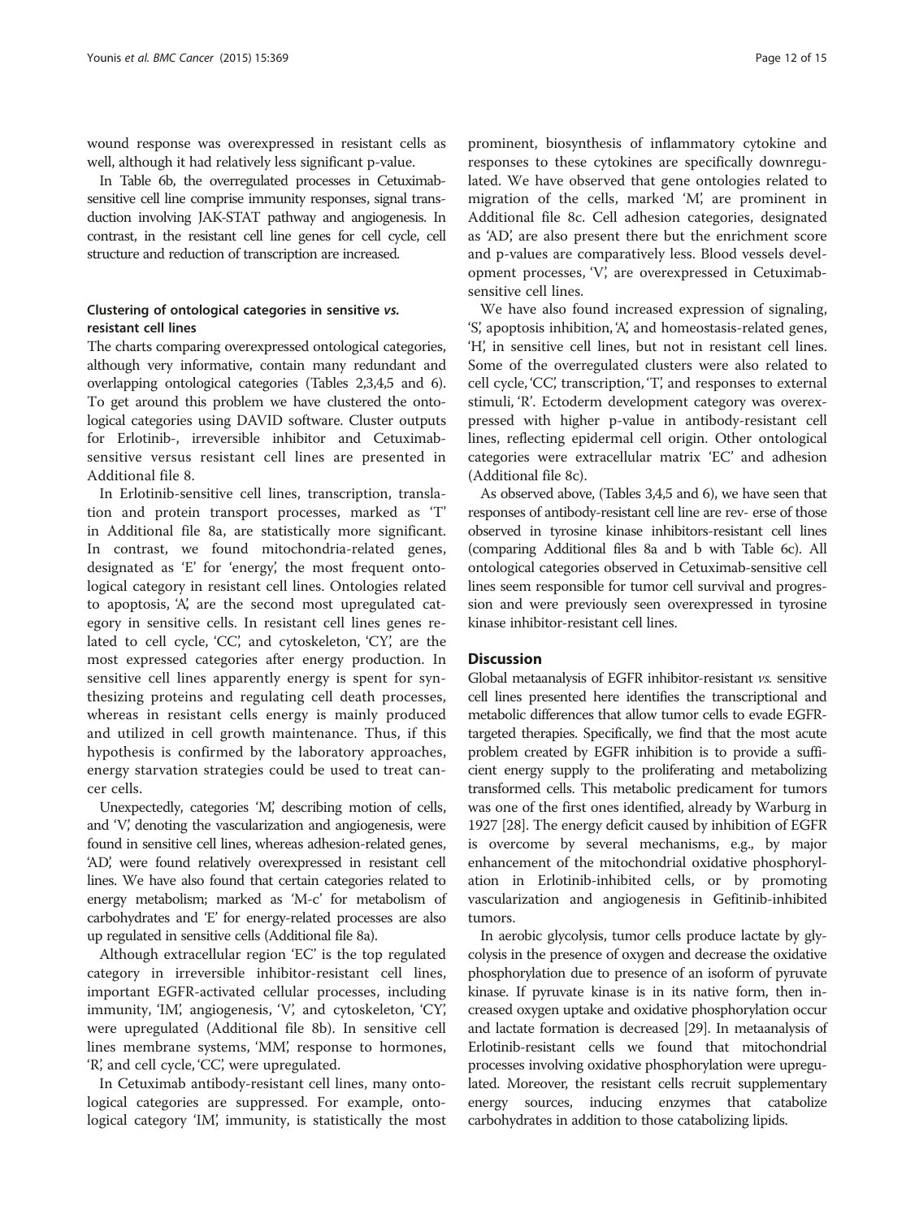wound response was overexpressed in resistant cells as well, although it had relatively less significant p-value.

In Table 6b, the overregulated processes in Cetuximab-sensitive cell line comprise immunity responses, signal transduction involving JAK-STAT pathway and angiogenesis. In contrast, in the resistant cell line genes for cell cycle, cell structure and reduction of transcription are increased.

### Clustering of ontological categories in sensitive *vs.* resistant cell lines

The charts comparing overexpressed ontological categories, although very informative, contain many redundant and overlapping ontological categories (Tables 2,3,4,5 and 6). To get around this problem we have clustered the ontological categories using DAVID software. Cluster outputs for Erlotinib-, irreversible inhibitor and Cetuximab-sensitive versus resistant cell lines are presented in Additional file 8.

In Erlotinib-sensitive cell lines, transcription, translation and protein transport processes, marked as 'T' in Additional file 8a, are statistically more significant. In contrast, we found mitochondria-related genes, designated as 'E' for 'energy', the most frequent ontological category in resistant cell lines. Ontologies related to apoptosis, 'A', are the second most upregulated category in sensitive cells. In resistant cell lines genes related to cell cycle, 'CC', and cytoskeleton, 'CY', are the most expressed categories after energy production. In sensitive cell lines apparently energy is spent for synthesizing proteins and regulating cell death processes, whereas in resistant cells energy is mainly produced and utilized in cell growth maintenance. Thus, if this hypothesis is confirmed by the laboratory approaches, energy starvation strategies could be used to treat cancer cells.

Unexpectedly, categories 'M', describing motion of cells, and 'V', denoting the vascularization and angiogenesis, were found in sensitive cell lines, whereas adhesion-related genes, 'AD', were found relatively overexpressed in resistant cell lines. We have also found that certain categories related to energy metabolism; marked as 'M-c' for metabolism of carbohydrates and 'E' for energy-related processes are also up regulated in sensitive cells (Additional file 8a).

Although extracellular region 'EC' is the top regulated category in irreversible inhibitor-resistant cell lines, important EGFR-activated cellular processes, including immunity, 'IM', angiogenesis, 'V', and cytoskeleton, 'CY', were upregulated (Additional file 8b). In sensitive cell lines membrane systems, 'MM', response to hormones, 'R', and cell cycle, 'CC', were upregulated.

In Cetuximab antibody-resistant cell lines, many ontological categories are suppressed. For example, ontological category 'IM', immunity, is statistically the most prominent, biosynthesis of inflammatory cytokine and responses to these cytokines are specifically downregulated. We have observed that gene ontologies related to migration of the cells, marked 'M', are prominent in Additional file 8c. Cell adhesion categories, designated as 'AD', are also present there but the enrichment score and p-values are comparatively less. Blood vessels development processes, 'V', are overexpressed in Cetuximab-sensitive cell lines.

We have also found increased expression of signaling, 'S', apoptosis inhibition, 'A', and homeostasis-related genes, 'H', in sensitive cell lines, but not in resistant cell lines. Some of the overregulated clusters were also related to cell cycle, 'CC', transcription, 'T', and responses to external stimuli, 'R'. Ectoderm development category was overexpressed with higher p-value in antibody-resistant cell lines, reflecting epidermal cell origin. Other ontological categories were extracellular matrix 'EC' and adhesion (Additional file 8c).

As observed above, (Tables 3,4,5 and 6), we have seen that responses of antibody-resistant cell line are rev- erse of those observed in tyrosine kinase inhibitors-resistant cell lines (comparing Additional files 8a and b with Table 6c). All ontological categories observed in Cetuximab-sensitive cell lines seem responsible for tumor cell survival and progression and were previously seen overexpressed in tyrosine kinase inhibitor-resistant cell lines.

## Discussion

Global metaanalysis of EGFR inhibitor-resistant *vs.* sensitive cell lines presented here identifies the transcriptional and metabolic differences that allow tumor cells to evade EGFR-targeted therapies. Specifically, we find that the most acute problem created by EGFR inhibition is to provide a sufficient energy supply to the proliferating and metabolizing transformed cells. This metabolic predicament for tumors was one of the first ones identified, already by Warburg in 1927 [28]. The energy deficit caused by inhibition of EGFR is overcome by several mechanisms, e.g., by major enhancement of the mitochondrial oxidative phosphorylation in Erlotinib-inhibited cells, or by promoting vascularization and angiogenesis in Gefitinib-inhibited tumors.

In aerobic glycolysis, tumor cells produce lactate by glycolysis in the presence of oxygen and decrease the oxidative phosphorylation due to presence of an isoform of pyruvate kinase. If pyruvate kinase is in its native form, then increased oxygen uptake and oxidative phosphorylation occur and lactate formation is decreased [29]. In metaanalysis of Erlotinib-resistant cells we found that mitochondrial processes involving oxidative phosphorylation were upregulated. Moreover, the resistant cells recruit supplementary energy sources, inducing enzymes that catabolize carbohydrates in addition to those catabolizing lipids.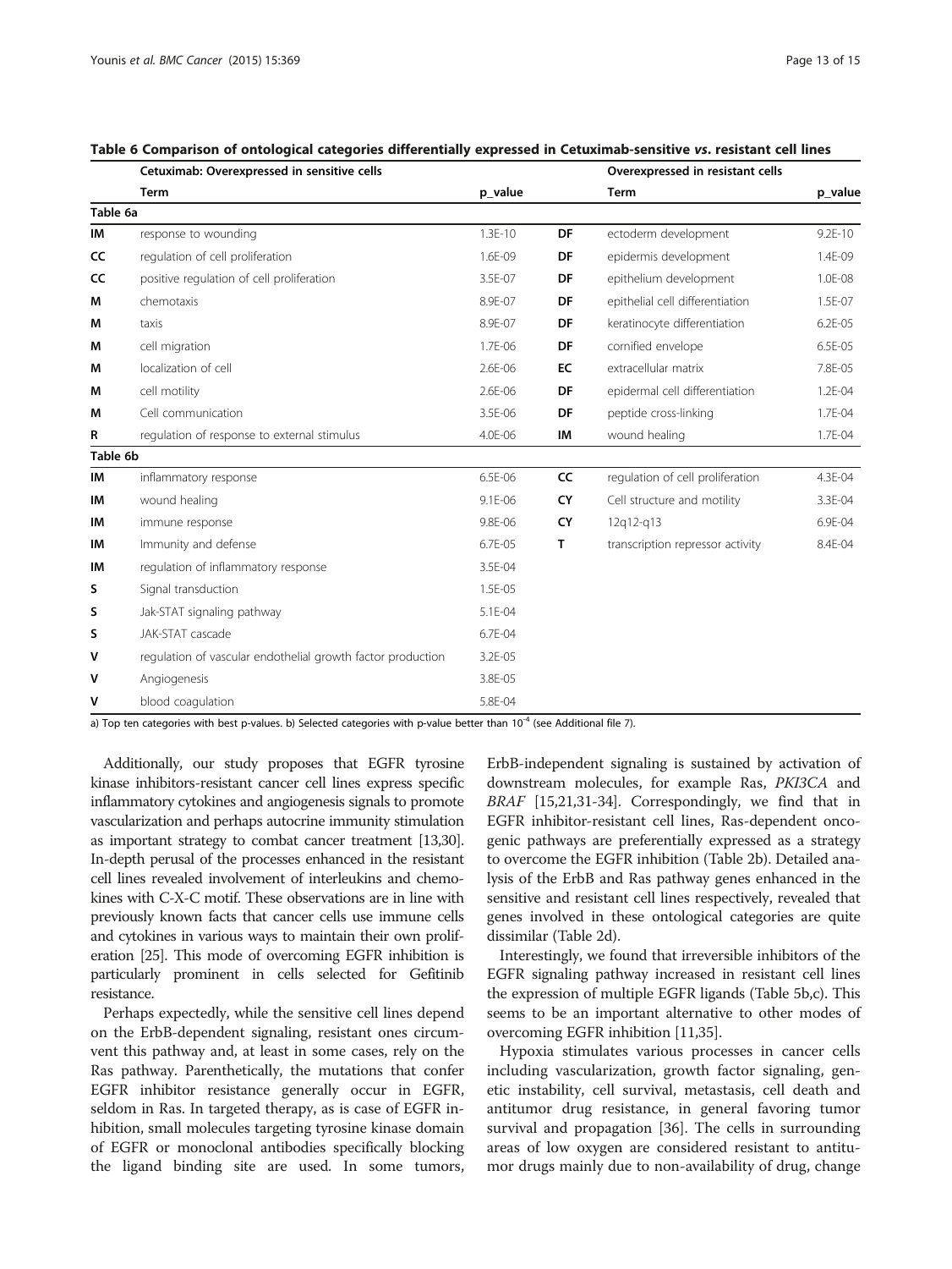**Table 6 Comparison of ontological categories differentially expressed in Cetuximab-sensitive *vs*. resistant cell lines**

| | Cetuximab: Overexpressed in sensitive cells | | | Overexpressed in resistant cells | |
|---|---|---|---|---|---|
| | **Term** | **p_value** | | **Term** | **p_value** |
| **Table 6a** | | | | | |
| **IM** | response to wounding | 1.3E-10 | **DF** | ectoderm development | 9.2E-10 |
| **CC** | regulation of cell proliferation | 1.6E-09 | **DF** | epidermis development | 1.4E-09 |
| **CC** | positive regulation of cell proliferation | 3.5E-07 | **DF** | epithelium development | 1.0E-08 |
| **M** | chemotaxis | 8.9E-07 | **DF** | epithelial cell differentiation | 1.5E-07 |
| **M** | taxis | 8.9E-07 | **DF** | keratinocyte differentiation | 6.2E-05 |
| **M** | cell migration | 1.7E-06 | **DF** | cornified envelope | 6.5E-05 |
| **M** | localization of cell | 2.6E-06 | **EC** | extracellular matrix | 7.8E-05 |
| **M** | cell motility | 2.6E-06 | **DF** | epidermal cell differentiation | 1.2E-04 |
| **M** | Cell communication | 3.5E-06 | **DF** | peptide cross-linking | 1.7E-04 |
| **R** | regulation of response to external stimulus | 4.0E-06 | **IM** | wound healing | 1.7E-04 |
| **Table 6b** | | | | | |
| **IM** | inflammatory response | 6.5E-06 | **CC** | regulation of cell proliferation | 4.3E-04 |
| **IM** | wound healing | 9.1E-06 | **CY** | Cell structure and motility | 3.3E-04 |
| **IM** | immune response | 9.8E-06 | **CY** | 12q12-q13 | 6.9E-04 |
| **IM** | Immunity and defense | 6.7E-05 | **T** | transcription repressor activity | 8.4E-04 |
| **IM** | regulation of inflammatory response | 3.5E-04 | | | |
| **S** | Signal transduction | 1.5E-05 | | | |
| **S** | Jak-STAT signaling pathway | 5.1E-04 | | | |
| **S** | JAK-STAT cascade | 6.7E-04 | | | |
| **V** | regulation of vascular endothelial growth factor production | 3.2E-05 | | | |
| **V** | Angiogenesis | 3.8E-05 | | | |
| **V** | blood coagulation | 5.8E-04 | | | |

a) Top ten categories with best p-values. b) Selected categories with p-value better than $10^{-4}$ (see Additional file 7).

Additionally, our study proposes that EGFR tyrosine kinase inhibitors-resistant cancer cell lines express specific inflammatory cytokines and angiogenesis signals to promote vascularization and perhaps autocrine immunity stimulation as important strategy to combat cancer treatment [13,30]. In-depth perusal of the processes enhanced in the resistant cell lines revealed involvement of interleukins and chemokines with C-X-C motif. These observations are in line with previously known facts that cancer cells use immune cells and cytokines in various ways to maintain their own proliferation [25]. This mode of overcoming EGFR inhibition is particularly prominent in cells selected for Gefitinib resistance.

Perhaps expectedly, while the sensitive cell lines depend on the ErbB-dependent signaling, resistant ones circumvent this pathway and, at least in some cases, rely on the Ras pathway. Parenthetically, the mutations that confer EGFR inhibitor resistance generally occur in EGFR, seldom in Ras. In targeted therapy, as is case of EGFR inhibition, small molecules targeting tyrosine kinase domain of EGFR or monoclonal antibodies specifically blocking the ligand binding site are used. In some tumors, ErbB-independent signaling is sustained by activation of downstream molecules, for example Ras, *PKI3CA* and *BRAF* [15,21,31-34]. Correspondingly, we find that in EGFR inhibitor-resistant cell lines, Ras-dependent oncogenic pathways are preferentially expressed as a strategy to overcome the EGFR inhibition (Table 2b). Detailed analysis of the ErbB and Ras pathway genes enhanced in the sensitive and resistant cell lines respectively, revealed that genes involved in these ontological categories are quite dissimilar (Table 2d).

Interestingly, we found that irreversible inhibitors of the EGFR signaling pathway increased in resistant cell lines the expression of multiple EGFR ligands (Table 5b,c). This seems to be an important alternative to other modes of overcoming EGFR inhibition [11,35].

Hypoxia stimulates various processes in cancer cells including vascularization, growth factor signaling, genetic instability, cell survival, metastasis, cell death and antitumor drug resistance, in general favoring tumor survival and propagation [36]. The cells in surrounding areas of low oxygen are considered resistant to antitumor drugs mainly due to non-availability of drug, change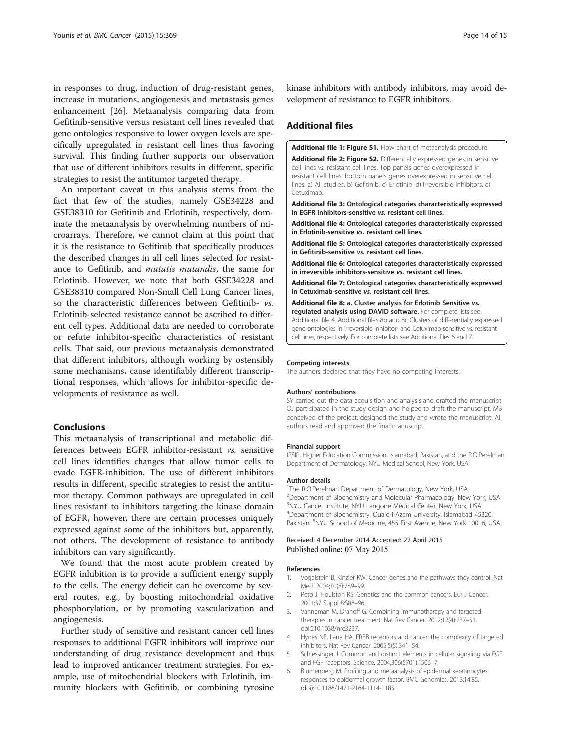in responses to drug, induction of drug-resistant genes, increase in mutations, angiogenesis and metastasis genes enhancement [26]. Metaanalysis comparing data from Gefitinib-sensitive versus resistant cell lines revealed that gene ontologies responsive to lower oxygen levels are specifically upregulated in resistant cell lines thus favoring survival. This finding further supports our observation that use of different inhibitors results in different, specific strategies to resist the antitumor targeted therapy.

An important caveat in this analysis stems from the fact that few of the studies, namely GSE34228 and GSE38310 for Gefitinib and Erlotinib, respectively, dominate the metaanalysis by overwhelming numbers of microarrays. Therefore, we cannot claim at this point that it is the resistance to Gefitinib that specifically produces the described changes in all cell lines selected for resistance to Gefitinib, and *mutatis mutandis*, the same for Erlotinib. However, we note that both GSE34228 and GSE38310 compared Non-Small Cell Lung Cancer lines, so the characteristic differences between Gefitinib- *vs*. Erlotinib-selected resistance cannot be ascribed to different cell types. Additional data are needed to corroborate or refute inhibitor-specific characteristics of resistant cells. That said, our previous metaanalysis demonstrated that different inhibitors, although working by ostensibly same mechanisms, cause identifiably different transcriptional responses, which allows for inhibitor-specific developments of resistance as well.

## Conclusions

This metaanalysis of transcriptional and metabolic differences between EGFR inhibitor-resistant *vs.* sensitive cell lines identifies changes that allow tumor cells to evade EGFR-inhibition. The use of different inhibitors results in different, specific strategies to resist the antitumor therapy. Common pathways are upregulated in cell lines resistant to inhibitors targeting the kinase domain of EGFR, however, there are certain processes uniquely expressed against some of the inhibitors but, apparently, not others. The development of resistance to antibody inhibitors can vary significantly.

We found that the most acute problem created by EGFR inhibition is to provide a sufficient energy supply to the cells. The energy deficit can be overcome by several routes, e.g., by boosting mitochondrial oxidative phosphorylation, or by promoting vascularization and angiogenesis.

Further study of sensitive and resistant cancer cell lines responses to additional EGFR inhibitors will improve our understanding of drug resistance development and thus lead to improved anticancer treatment strategies. For example, use of mitochondrial blockers with Erlotinib, immunity blockers with Gefitinib, or combining tyrosine kinase inhibitors with antibody inhibitors, may avoid development of resistance to EGFR inhibitors.

## Additional files

**Additional file 1: Figure S1.** Flow chart of metaanalysis procedure.

**Additional file 2: Figure S2.** Differentially expressed genes in sensitive cell lines *vs.* resistant cell lines. Top panels genes overexpressed in resistant cell lines, bottom panels genes overexpressed in sensitive cell lines. a) All studies. b) Gefitinib. c) Erlotinib. d) Irreversible inhibitors. e) Cetuximab.

**Additional file 3: Ontological categories characteristically expressed in EGFR inhibitors-sensitive *vs.* resistant cell lines.**

**Additional file 4: Ontological categories characteristically expressed in Erlotinib-sensitive *vs.* resistant cell lines.**

**Additional file 5: Ontological categories characteristically expressed in Gefitinib-sensitive *vs.* resistant cell lines.**

**Additional file 6: Ontological categories characteristically expressed in irreversible inhibitors-sensitive *vs.* resistant cell lines.**

**Additional file 7: Ontological categories characteristically expressed in Cetuximab-sensitive *vs.* resistant cell lines.**

**Additional file 8: a. Cluster analysis for Erlotinib Sensitive *vs.* regulated analysis using DAVID software.** For complete lists see Additional file 4. Additional files 8b and 8c Clusters of differentially expressed gene ontologies in irreversible inhibitor- and Cetuximab-sensitive *vs.* resistant cell lines, respectively. For complete lists see Additional files 6 and 7.

#### Competing interests

The authors declared that they have no competing interests.

#### Authors' contributions

SY carried out the data acquisition and analysis and drafted the manuscript. QJ participated in the study design and helped to draft the manuscript. MB conceived of the project, designed the study and wrote the manuscript. All authors read and approved the final manuscript.

#### Financial support

IRSIP, Higher Education Commission, Islamabad, Pakistan, and the R.O.Perelman Department of Dermatology, NYU Medical School, New York, USA.

#### Author details

[1]The R.O.Perelman Department of Dermatology, New York, USA. [2]Department of Biochemistry and Molecular Pharmacology, New York, USA. [3]NYU Cancer Institute, NYU Langone Medical Center, New York, USA. [4]Department of Biochemistry, Quaid-i-Azam University, Islamabad 45320, Pakistan. [5]NYU School of Medicine, 455 First Avenue, New York 10016, USA.

Received: 4 December 2014 Accepted: 22 April 2015
Published online: 07 May 2015

#### References

1. Vogelstein B, Kinzler KW. Cancer genes and the pathways they control. Nat Med. 2004;10(8):789–99.
2. Peto J, Houlston RS. Genetics and the common cancers. Eur J Cancer. 2001;37 Suppl 8:S88–96.
3. Vanneman M, Dranoff G. Combining immunotherapy and targeted therapies in cancer treatment. Nat Rev Cancer. 2012;12(4):237–51. doi:210.1038/nrc3237.
4. Hynes NE, Lane HA. ERBB receptors and cancer: the complexity of targeted inhibitors. Nat Rev Cancer. 2005;5(5):341–54.
5. Schlessinger J. Common and distinct elements in cellular signaling via EGF and FGF receptors. Science. 2004;306(5701):1506–7.
6. Blumenberg M. Profiling and metaanalysis of epidermal keratinocytes responses to epidermal growth factor. BMC Genomics. 2013;14:85. (doi:10.1186/1471-2164-1114-1185.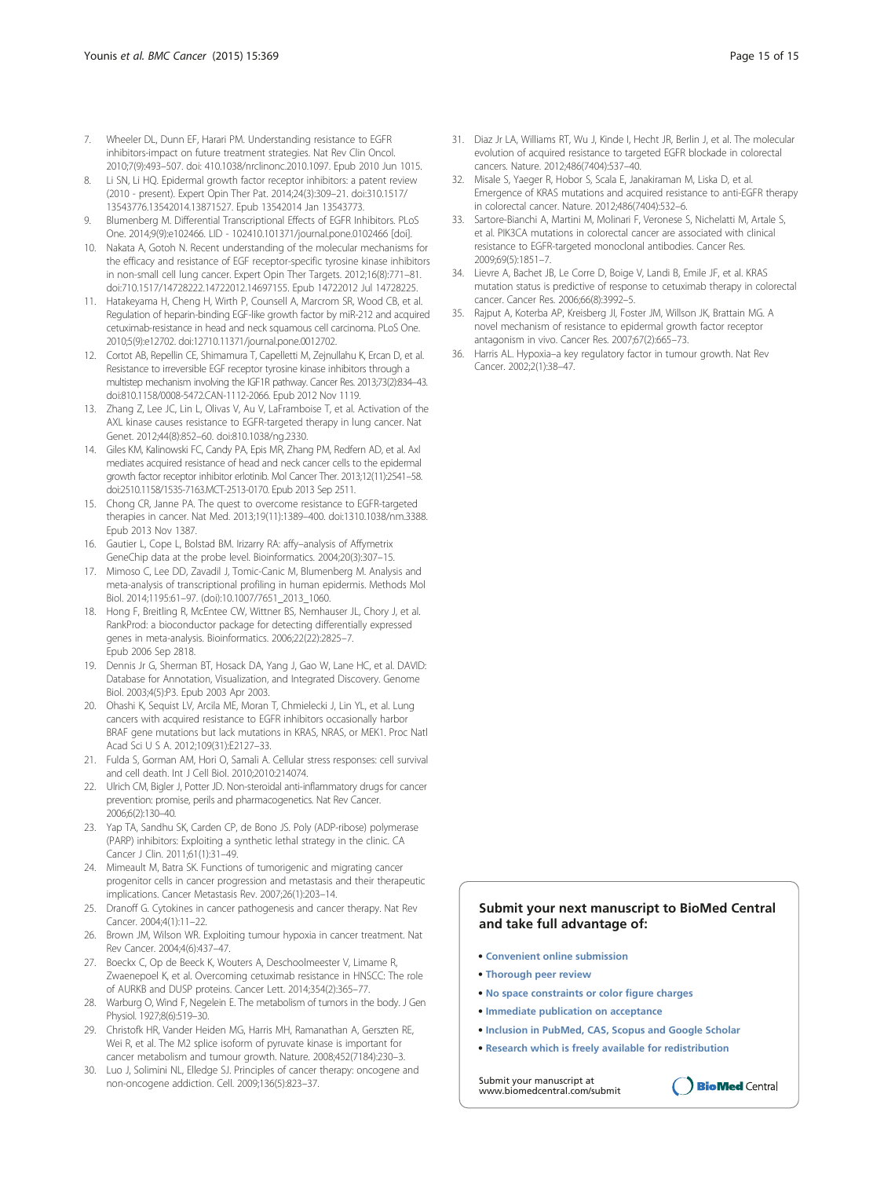7. Wheeler DL, Dunn EF, Harari PM. Understanding resistance to EGFR inhibitors-impact on future treatment strategies. Nat Rev Clin Oncol. 2010;7(9):493–507. doi: 410.1038/nrclinonc.2010.1097. Epub 2010 Jun 1015.
8. Li SN, Li HQ. Epidermal growth factor receptor inhibitors: a patent review (2010 - present). Expert Opin Ther Pat. 2014;24(3):309–21. doi:310.1517/13543776.13542014.13871527. Epub 13542014 Jan 13543773.
9. Blumenberg M. Differential Transcriptional Effects of EGFR Inhibitors. PLoS One. 2014;9(9):e102466. LID - 102410.101371/journal.pone.0102466 [doi].
10. Nakata A, Gotoh N. Recent understanding of the molecular mechanisms for the efficacy and resistance of EGF receptor-specific tyrosine kinase inhibitors in non-small cell lung cancer. Expert Opin Ther Targets. 2012;16(8):771–81. doi:710.1517/14728222.14722012.14697155. Epub 14722012 Jul 14728225.
11. Hatakeyama H, Cheng H, Wirth P, Counsell A, Marcrom SR, Wood CB, et al. Regulation of heparin-binding EGF-like growth factor by miR-212 and acquired cetuximab-resistance in head and neck squamous cell carcinoma. PLoS One. 2010;5(9):e12702. doi:12710.11371/journal.pone.0012702.
12. Cortot AB, Repellin CE, Shimamura T, Capelletti M, Zejnullahu K, Ercan D, et al. Resistance to irreversible EGF receptor tyrosine kinase inhibitors through a multistep mechanism involving the IGF1R pathway. Cancer Res. 2013;73(2):834–43. doi:810.1158/0008-5472.CAN-1112-2066. Epub 2012 Nov 1119.
13. Zhang Z, Lee JC, Lin L, Olivas V, Au V, LaFramboise T, et al. Activation of the AXL kinase causes resistance to EGFR-targeted therapy in lung cancer. Nat Genet. 2012;44(8):852–60. doi:810.1038/ng.2330.
14. Giles KM, Kalinowski FC, Candy PA, Epis MR, Zhang PM, Redfern AD, et al. Axl mediates acquired resistance of head and neck cancer cells to the epidermal growth factor receptor inhibitor erlotinib. Mol Cancer Ther. 2013;12(11):2541–58. doi:2510.1158/1535-7163.MCT-2513-0170. Epub 2013 Sep 2511.
15. Chong CR, Janne PA. The quest to overcome resistance to EGFR-targeted therapies in cancer. Nat Med. 2013;19(11):1389–400. doi:1310.1038/nm.3388. Epub 2013 Nov 1387.
16. Gautier L, Cope L, Bolstad BM. Irizarry RA: affy–analysis of Affymetrix GeneChip data at the probe level. Bioinformatics. 2004;20(3):307–15.
17. Mimoso C, Lee DD, Zavadil J, Tomic-Canic M, Blumenberg M. Analysis and meta-analysis of transcriptional profiling in human epidermis. Methods Mol Biol. 2014;1195:61–97. (doi):10.1007/7651_2013_1060.
18. Hong F, Breitling R, McEntee CW, Wittner BS, Nemhauser JL, Chory J, et al. RankProd: a bioconductor package for detecting differentially expressed genes in meta-analysis. Bioinformatics. 2006;22(22):2825–7. Epub 2006 Sep 2818.
19. Dennis Jr G, Sherman BT, Hosack DA, Yang J, Gao W, Lane HC, et al. DAVID: Database for Annotation, Visualization, and Integrated Discovery. Genome Biol. 2003;4(5):P3. Epub 2003 Apr 2003.
20. Ohashi K, Sequist LV, Arcila ME, Moran T, Chmielecki J, Lin YL, et al. Lung cancers with acquired resistance to EGFR inhibitors occasionally harbor BRAF gene mutations but lack mutations in KRAS, NRAS, or MEK1. Proc Natl Acad Sci U S A. 2012;109(31):E2127–33.
21. Fulda S, Gorman AM, Hori O, Samali A. Cellular stress responses: cell survival and cell death. Int J Cell Biol. 2010;2010:214074.
22. Ulrich CM, Bigler J, Potter JD. Non-steroidal anti-inflammatory drugs for cancer prevention: promise, perils and pharmacogenetics. Nat Rev Cancer. 2006;6(2):130–40.
23. Yap TA, Sandhu SK, Carden CP, de Bono JS. Poly (ADP-ribose) polymerase (PARP) inhibitors: Exploiting a synthetic lethal strategy in the clinic. CA Cancer J Clin. 2011;61(1):31–49.
24. Mimeault M, Batra SK. Functions of tumorigenic and migrating cancer progenitor cells in cancer progression and metastasis and their therapeutic implications. Cancer Metastasis Rev. 2007;26(1):203–14.
25. Dranoff G. Cytokines in cancer pathogenesis and cancer therapy. Nat Rev Cancer. 2004;4(1):11–22.
26. Brown JM, Wilson WR. Exploiting tumour hypoxia in cancer treatment. Nat Rev Cancer. 2004;4(6):437–47.
27. Boeckx C, Op de Beeck K, Wouters A, Deschoolmeester V, Limame R, Zwaenepoel K, et al. Overcoming cetuximab resistance in HNSCC: The role of AURKB and DUSP proteins. Cancer Lett. 2014;354(2):365–77.
28. Warburg O, Wind F, Negelein E. The metabolism of tumors in the body. J Gen Physiol. 1927;8(6):519–30.
29. Christofk HR, Vander Heiden MG, Harris MH, Ramanathan A, Gerszten RE, Wei R, et al. The M2 splice isoform of pyruvate kinase is important for cancer metabolism and tumour growth. Nature. 2008;452(7184):230–3.
30. Luo J, Solimini NL, Elledge SJ. Principles of cancer therapy: oncogene and non-oncogene addiction. Cell. 2009;136(5):823–37.
31. Diaz Jr LA, Williams RT, Wu J, Kinde I, Hecht JR, Berlin J, et al. The molecular evolution of acquired resistance to targeted EGFR blockade in colorectal cancers. Nature. 2012;486(7404):537–40.
32. Misale S, Yaeger R, Hobor S, Scala E, Janakiraman M, Liska D, et al. Emergence of KRAS mutations and acquired resistance to anti-EGFR therapy in colorectal cancer. Nature. 2012;486(7404):532–6.
33. Sartore-Bianchi A, Martini M, Molinari F, Veronese S, Nichelatti M, Artale S, et al. PIK3CA mutations in colorectal cancer are associated with clinical resistance to EGFR-targeted monoclonal antibodies. Cancer Res. 2009;69(5):1851–7.
34. Lievre A, Bachet JB, Le Corre D, Boige V, Landi B, Emile JF, et al. KRAS mutation status is predictive of response to cetuximab therapy in colorectal cancer. Cancer Res. 2006;66(8):3992–5.
35. Rajput A, Koterba AP, Kreisberg JI, Foster JM, Willson JK, Brattain MG. A novel mechanism of resistance to epidermal growth factor receptor antagonism in vivo. Cancer Res. 2007;67(2):665–73.
36. Harris AL. Hypoxia–a key regulatory factor in tumour growth. Nat Rev Cancer. 2002;2(1):38–47.

**Submit your next manuscript to BioMed Central and take full advantage of:**

- **Convenient online submission**
- **Thorough peer review**
- **No space constraints or color figure charges**
- **Immediate publication on acceptance**
- **Inclusion in PubMed, CAS, Scopus and Google Scholar**
- **Research which is freely available for redistribution**

Submit your manuscript at
www.biomedcentral.com/submit

BioMed Central